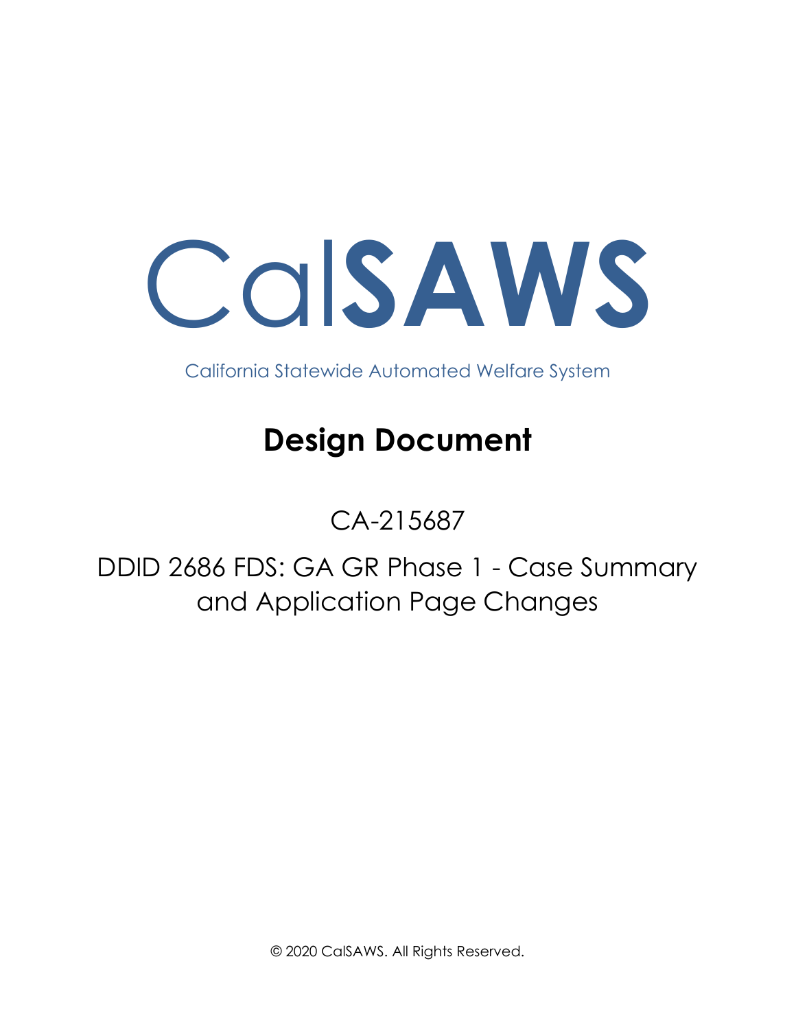# CalSAWS

California Statewide Automated Welfare System

# Design Document

CA-215687

DDID 2686 FDS: GA GR Phase 1 - Case Summary and Application Page Changes

© 2020 CalSAWS. All Rights Reserved.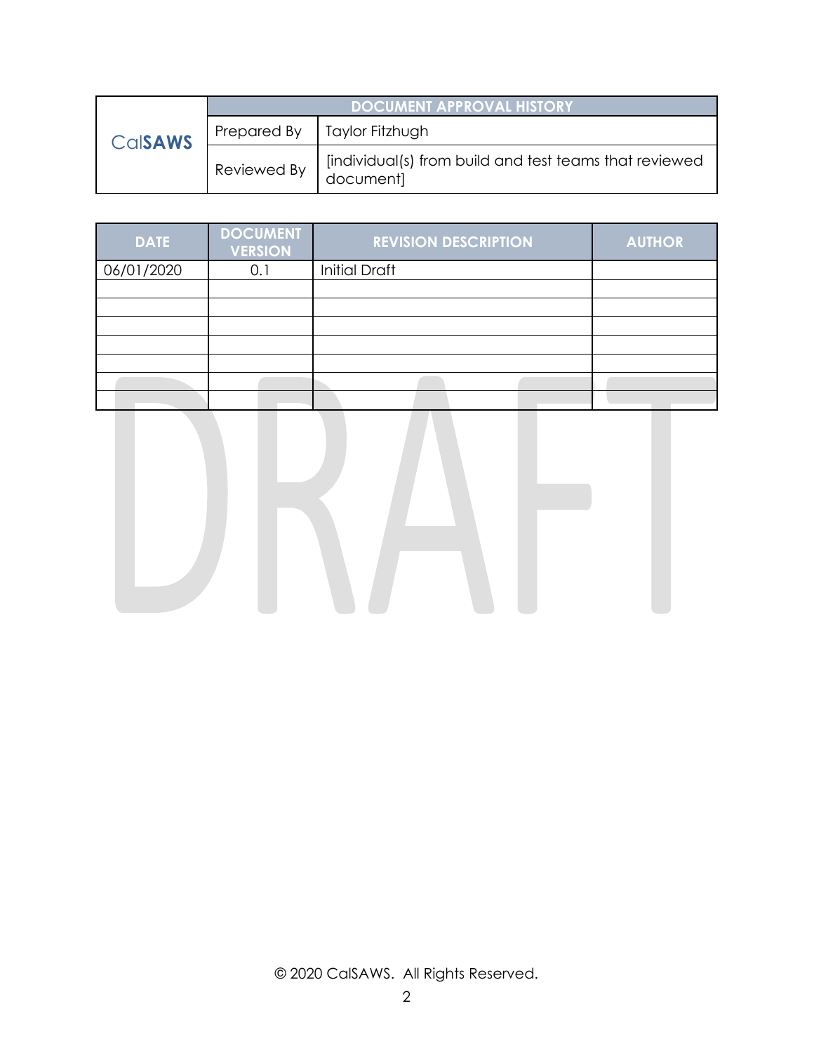| CalSAWS | DOCUMENT APPROVAL HISTORY | |
|---|---|---|
| | Prepared By | Taylor Fitzhugh |
| | Reviewed By | [individual(s) from build and test teams that reviewed document] |

| DATE | DOCUMENT VERSION | REVISION DESCRIPTION | AUTHOR |
|---|---|---|---|
| 06/01/2020 | 0.1 | Initial Draft | |
| | | | |
| | | | |
| | | | |
| | | | |
| | | | |
| | | | |
| | | | |

© 2020 CalSAWS. All Rights Reserved.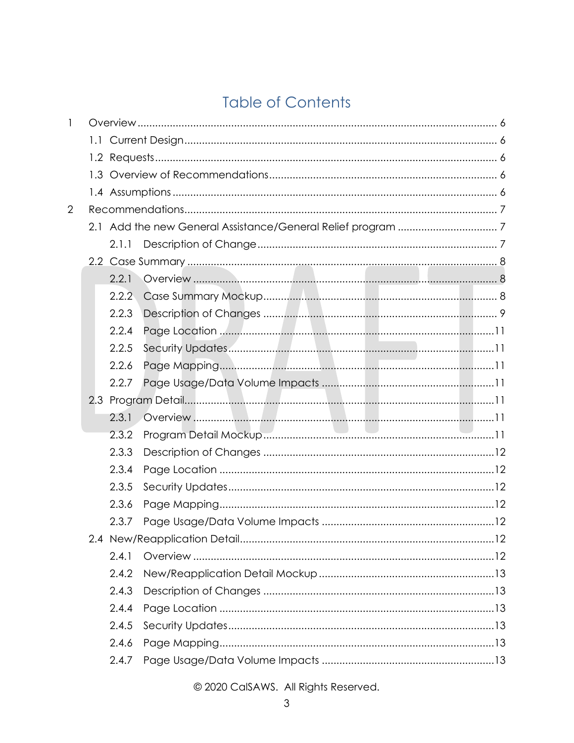# Table of Contents

1 Overview ........................................................................................................ 6

1.1 Current Design ........................................................................................ 6

1.2 Requests ................................................................................................ 6

1.3 Overview of Recommendations ............................................................. 6

1.4 Assumptions ........................................................................................... 6

2 Recommendations ........................................................................................ 7

2.1 Add the new General Assistance/General Relief program ................................. 7

2.1.1 Description of Change ........................................................................ 7

2.2 Case Summary ........................................................................................ 8

2.2.1 Overview ............................................................................................ 8

2.2.2 Case Summary Mockup ...................................................................... 8

2.2.3 Description of Changes ...................................................................... 9

2.2.4 Page Location ................................................................................... 11

2.2.5 Security Updates ............................................................................... 11

2.2.6 Page Mapping .................................................................................... 11

2.2.7 Page Usage/Data Volume Impacts ..................................................... 11

2.3 Program Detail ....................................................................................... 11

2.3.1 Overview ........................................................................................... 11

2.3.2 Program Detail Mockup ..................................................................... 11

2.3.3 Description of Changes ..................................................................... 12

2.3.4 Page Location ................................................................................... 12

2.3.5 Security Updates ............................................................................... 12

2.3.6 Page Mapping .................................................................................... 12

2.3.7 Page Usage/Data Volume Impacts ..................................................... 12

2.4 New/Reapplication Detail ...................................................................... 12

2.4.1 Overview ........................................................................................... 12

2.4.2 New/Reapplication Detail Mockup .................................................... 13

2.4.3 Description of Changes ..................................................................... 13

2.4.4 Page Location ................................................................................... 13

2.4.5 Security Updates ............................................................................... 13

2.4.6 Page Mapping .................................................................................... 13

2.4.7 Page Usage/Data Volume Impacts ..................................................... 13

© 2020 CalSAWS. All Rights Reserved.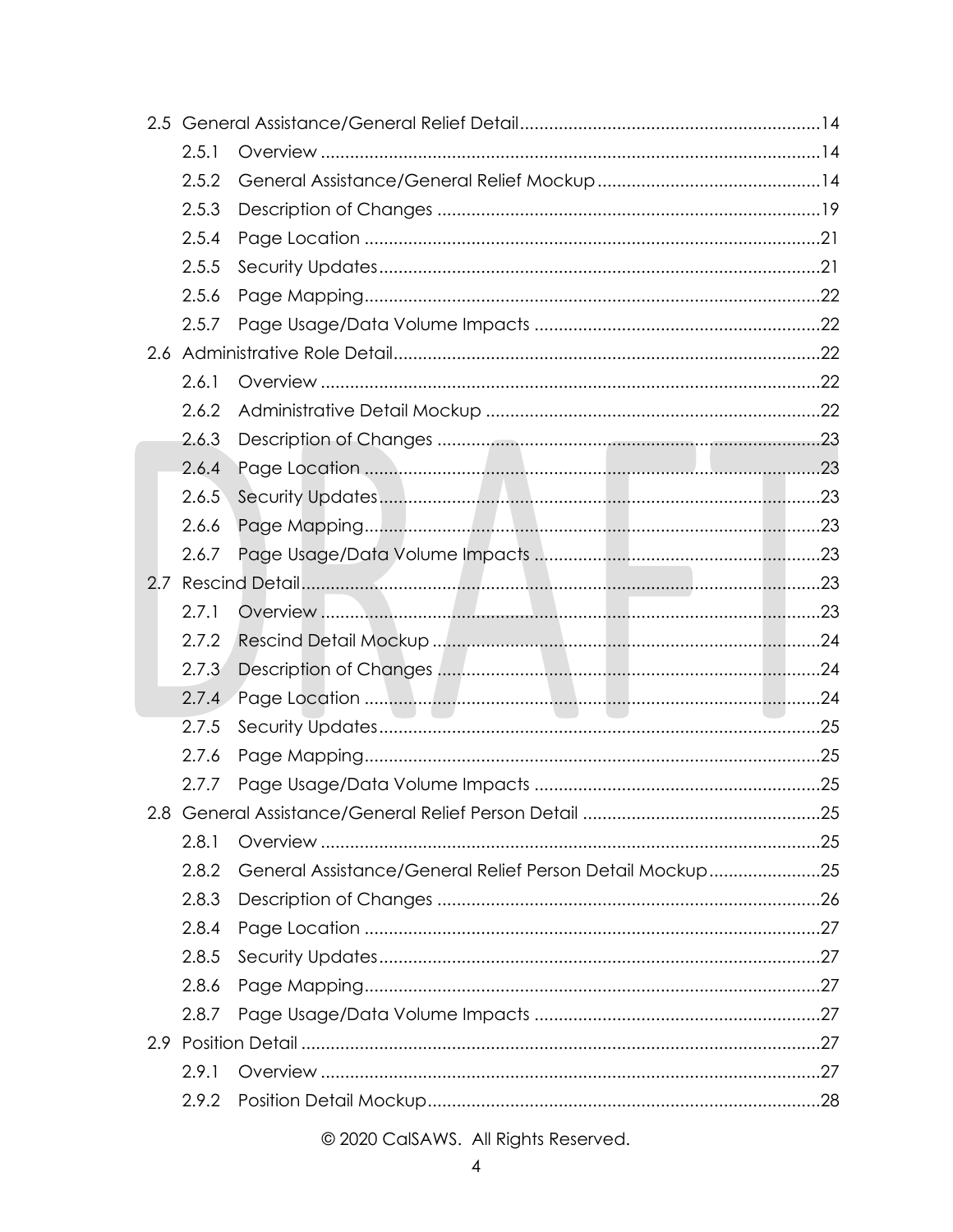- 2.5 General Assistance/General Relief Detail ..... 14
  - 2.5.1 Overview ..... 14
  - 2.5.2 General Assistance/General Relief Mockup ..... 14
  - 2.5.3 Description of Changes ..... 19
  - 2.5.4 Page Location ..... 21
  - 2.5.5 Security Updates ..... 21
  - 2.5.6 Page Mapping ..... 22
  - 2.5.7 Page Usage/Data Volume Impacts ..... 22
- 2.6 Administrative Role Detail ..... 22
  - 2.6.1 Overview ..... 22
  - 2.6.2 Administrative Detail Mockup ..... 22
  - 2.6.3 Description of Changes ..... 23
  - 2.6.4 Page Location ..... 23
  - 2.6.5 Security Updates ..... 23
  - 2.6.6 Page Mapping ..... 23
  - 2.6.7 Page Usage/Data Volume Impacts ..... 23
- 2.7 Rescind Detail ..... 23
  - 2.7.1 Overview ..... 23
  - 2.7.2 Rescind Detail Mockup ..... 24
  - 2.7.3 Description of Changes ..... 24
  - 2.7.4 Page Location ..... 24
  - 2.7.5 Security Updates ..... 25
  - 2.7.6 Page Mapping ..... 25
  - 2.7.7 Page Usage/Data Volume Impacts ..... 25
- 2.8 General Assistance/General Relief Person Detail ..... 25
  - 2.8.1 Overview ..... 25
  - 2.8.2 General Assistance/General Relief Person Detail Mockup ..... 25
  - 2.8.3 Description of Changes ..... 26
  - 2.8.4 Page Location ..... 27
  - 2.8.5 Security Updates ..... 27
  - 2.8.6 Page Mapping ..... 27
  - 2.8.7 Page Usage/Data Volume Impacts ..... 27
- 2.9 Position Detail ..... 27
  - 2.9.1 Overview ..... 27
  - 2.9.2 Position Detail Mockup ..... 28

© 2020 CalSAWS. All Rights Reserved.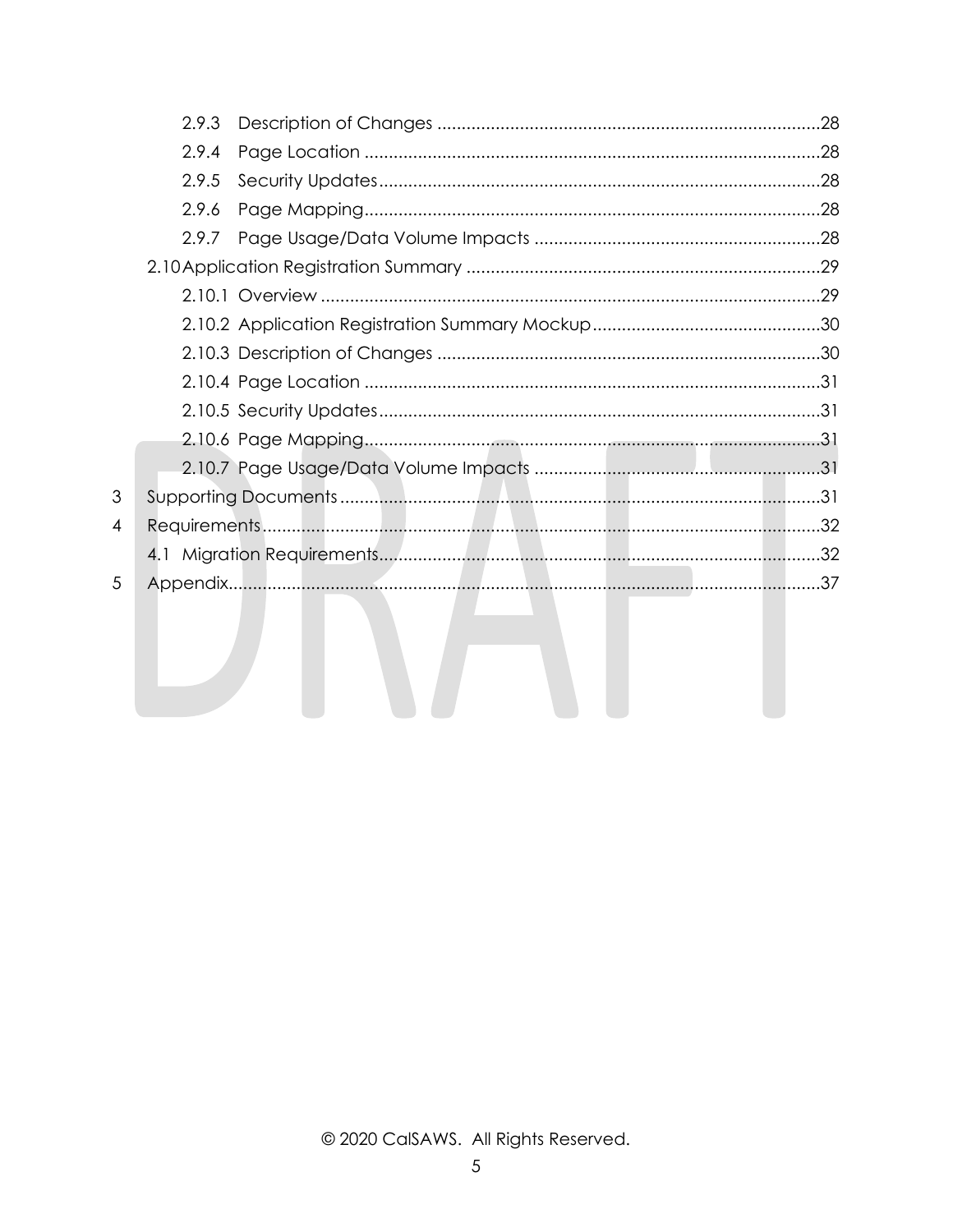2.9.3 Description of Changes ....................................................................................28

2.9.4 Page Location ....................................................................................28

2.9.5 Security Updates....................................................................................28

2.9.6 Page Mapping....................................................................................28

2.9.7 Page Usage/Data Volume Impacts ....................................................................................28

2.10 Application Registration Summary ....................................................................................29

2.10.1 Overview ....................................................................................29

2.10.2 Application Registration Summary Mockup....................................................................................30

2.10.3 Description of Changes ....................................................................................30

2.10.4 Page Location ....................................................................................31

2.10.5 Security Updates....................................................................................31

2.10.6 Page Mapping....................................................................................31

2.10.7 Page Usage/Data Volume Impacts ....................................................................................31

3 Supporting Documents ....................................................................................31

4 Requirements....................................................................................32

4.1 Migration Requirements....................................................................................32

5 Appendix....................................................................................37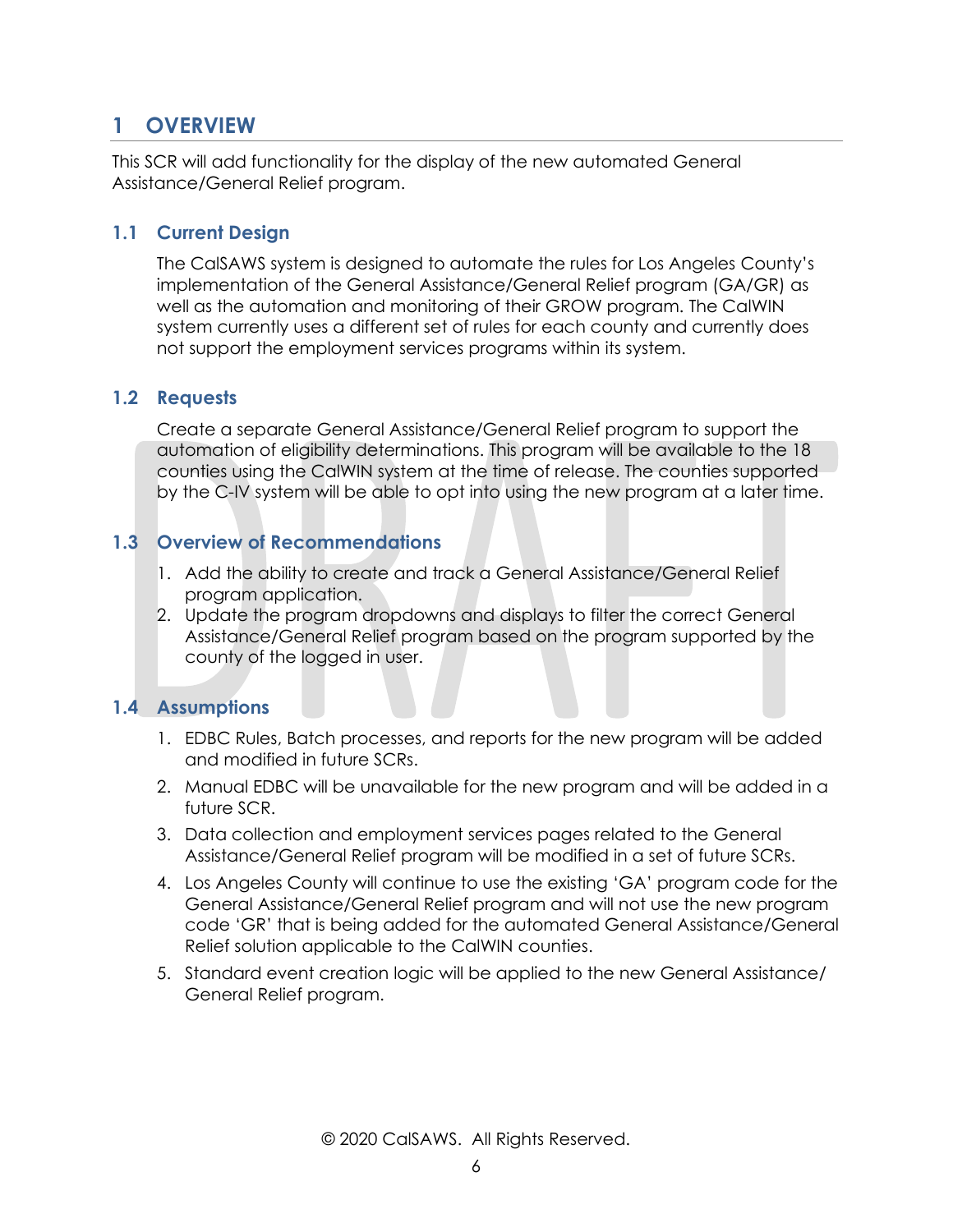# 1 OVERVIEW

This SCR will add functionality for the display of the new automated General Assistance/General Relief program.

## 1.1 Current Design

The CalSAWS system is designed to automate the rules for Los Angeles County's implementation of the General Assistance/General Relief program (GA/GR) as well as the automation and monitoring of their GROW program. The CalWIN system currently uses a different set of rules for each county and currently does not support the employment services programs within its system.

## 1.2 Requests

Create a separate General Assistance/General Relief program to support the automation of eligibility determinations. This program will be available to the 18 counties using the CalWIN system at the time of release. The counties supported by the C-IV system will be able to opt into using the new program at a later time.

## 1.3 Overview of Recommendations

1. Add the ability to create and track a General Assistance/General Relief program application.
2. Update the program dropdowns and displays to filter the correct General Assistance/General Relief program based on the program supported by the county of the logged in user.

## 1.4 Assumptions

1. EDBC Rules, Batch processes, and reports for the new program will be added and modified in future SCRs.
2. Manual EDBC will be unavailable for the new program and will be added in a future SCR.
3. Data collection and employment services pages related to the General Assistance/General Relief program will be modified in a set of future SCRs.
4. Los Angeles County will continue to use the existing 'GA' program code for the General Assistance/General Relief program and will not use the new program code 'GR' that is being added for the automated General Assistance/General Relief solution applicable to the CalWIN counties.
5. Standard event creation logic will be applied to the new General Assistance/ General Relief program.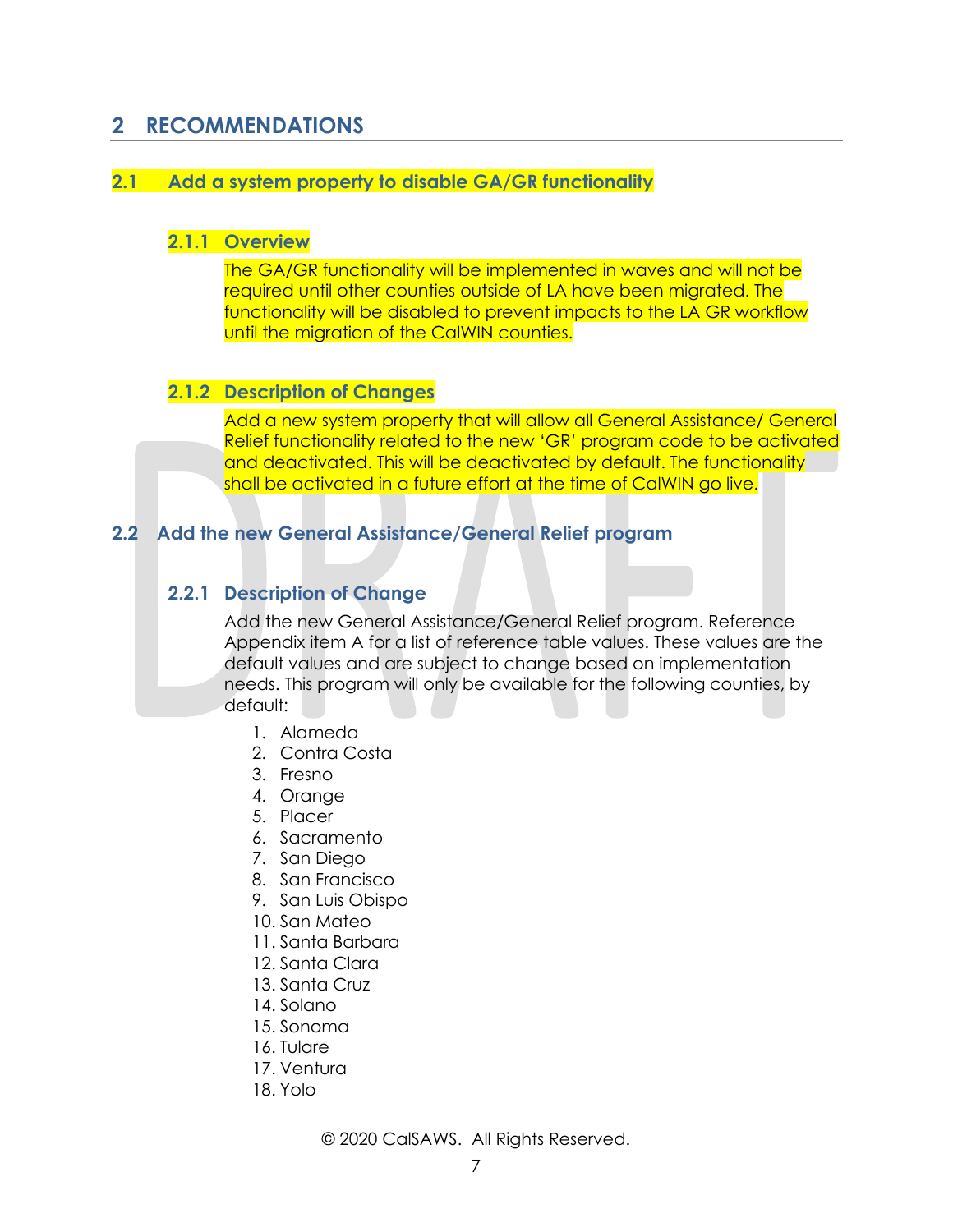# 2 RECOMMENDATIONS

## 2.1 Add a system property to disable GA/GR functionality

### 2.1.1 Overview

The GA/GR functionality will be implemented in waves and will not be required until other counties outside of LA have been migrated. The functionality will be disabled to prevent impacts to the LA GR workflow until the migration of the CalWIN counties.

### 2.1.2 Description of Changes

Add a new system property that will allow all General Assistance/ General Relief functionality related to the new 'GR' program code to be activated and deactivated. This will be deactivated by default. The functionality shall be activated in a future effort at the time of CalWIN go live.

## 2.2 Add the new General Assistance/General Relief program

### 2.2.1 Description of Change

Add the new General Assistance/General Relief program. Reference Appendix item A for a list of reference table values. These values are the default values and are subject to change based on implementation needs. This program will only be available for the following counties, by default:

1. Alameda
2. Contra Costa
3. Fresno
4. Orange
5. Placer
6. Sacramento
7. San Diego
8. San Francisco
9. San Luis Obispo
10. San Mateo
11. Santa Barbara
12. Santa Clara
13. Santa Cruz
14. Solano
15. Sonoma
16. Tulare
17. Ventura
18. Yolo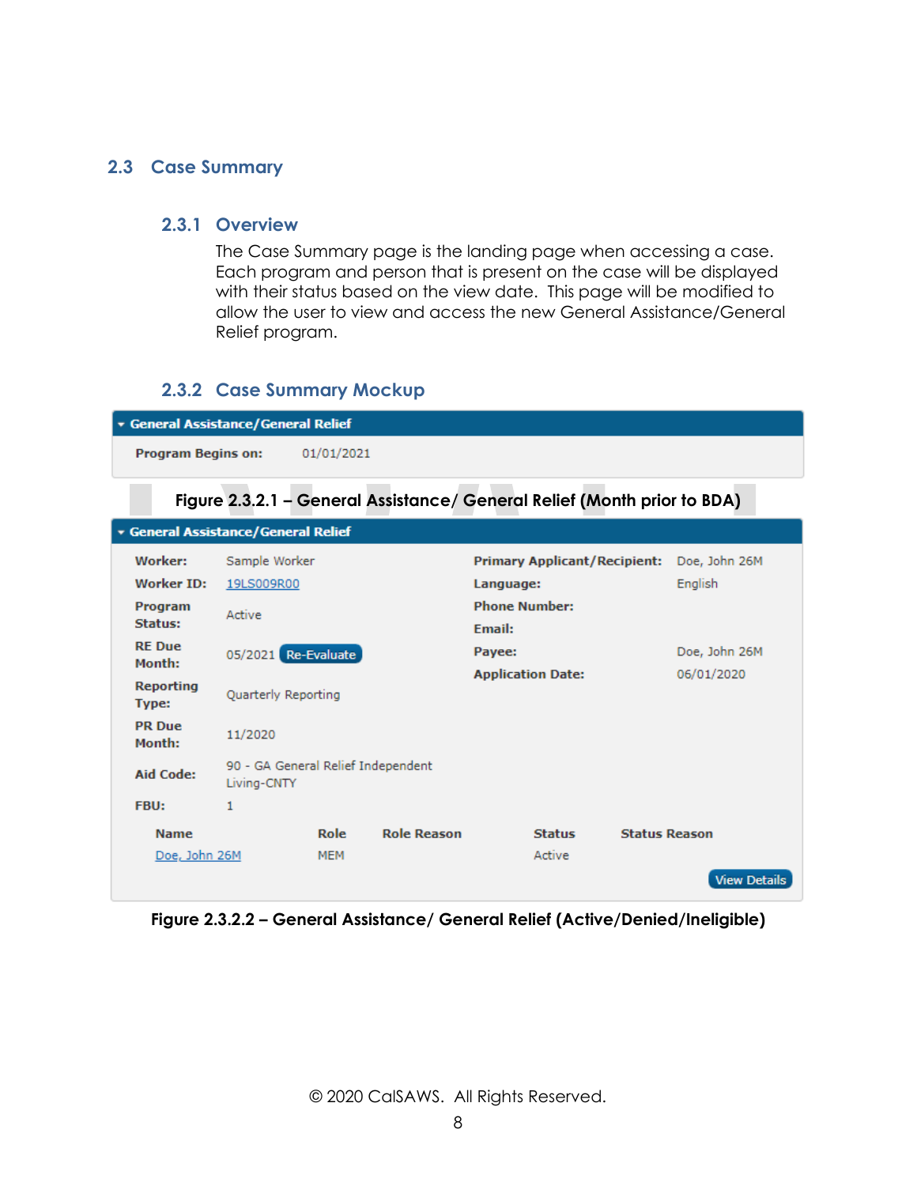## 2.3 Case Summary

### 2.3.1 Overview

The Case Summary page is the landing page when accessing a case. Each program and person that is present on the case will be displayed with their status based on the view date. This page will be modified to allow the user to view and access the new General Assistance/General Relief program.

### 2.3.2 Case Summary Mockup

**General Assistance/General Relief**

| | |
|---|---|
| **Program Begins on:** | 01/01/2021 |

**Figure 2.3.2.1 – General Assistance/ General Relief (Month prior to BDA)**

**General Assistance/General Relief**

| | | | |
|---|---|---|---|
| **Worker:** | Sample Worker | **Primary Applicant/Recipient:** | Doe, John 26M |
| **Worker ID:** | 19LS009R00 | **Language:** | English |
| **Program Status:** | Active | **Phone Number:** | |
| | | **Email:** | |
| **RE Due Month:** | 05/2021 Re-Evaluate | **Payee:** | Doe, John 26M |
| | | **Application Date:** | 06/01/2020 |
| **Reporting Type:** | Quarterly Reporting | | |
| **PR Due Month:** | 11/2020 | | |
| **Aid Code:** | 90 - GA General Relief Independent Living-CNTY | | |
| **FBU:** | 1 | | |

| Name | Role | Role Reason | Status | Status Reason |
|---|---|---|---|---|
| Doe, John 26M | MEM | | Active | |

View Details

**Figure 2.3.2.2 – General Assistance/ General Relief (Active/Denied/Ineligible)**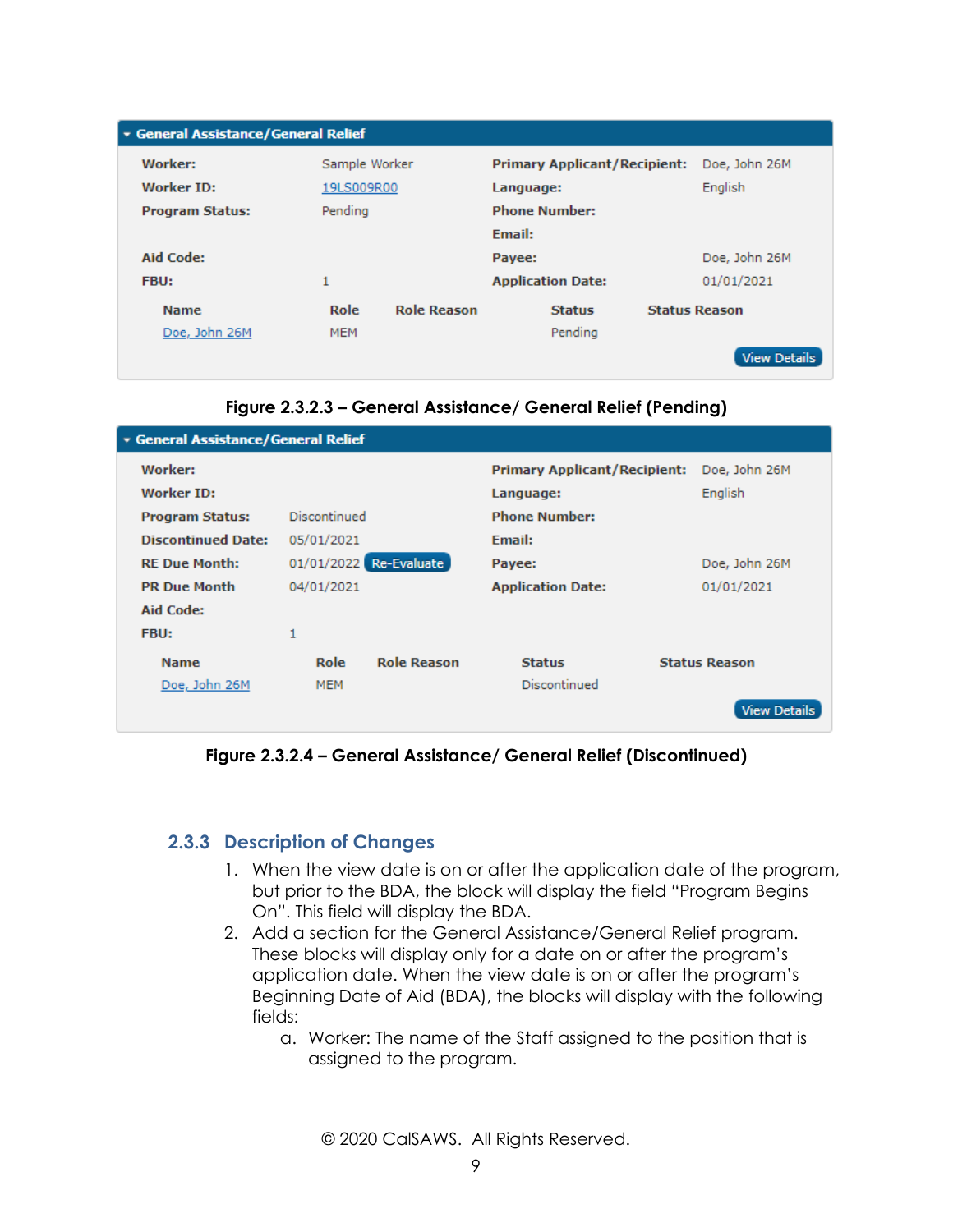**General Assistance/General Relief**

| | | | |
|---|---|---|---|
| **Worker:** | Sample Worker | **Primary Applicant/Recipient:** | Doe, John 26M |
| **Worker ID:** | 19LS009R00 | **Language:** | English |
| **Program Status:** | Pending | **Phone Number:** | |
| | | **Email:** | |
| **Aid Code:** | | **Payee:** | Doe, John 26M |
| **FBU:** | 1 | **Application Date:** | 01/01/2021 |

| Name | Role | Role Reason | Status | Status Reason |
|---|---|---|---|---|
| Doe, John 26M | MEM | | Pending | |

View Details

**Figure 2.3.2.3 – General Assistance/ General Relief (Pending)**

**General Assistance/General Relief**

| | | | |
|---|---|---|---|
| **Worker:** | | **Primary Applicant/Recipient:** | Doe, John 26M |
| **Worker ID:** | | **Language:** | English |
| **Program Status:** | Discontinued | **Phone Number:** | |
| **Discontinued Date:** | 05/01/2021 | **Email:** | |
| **RE Due Month:** | 01/01/2022 Re-Evaluate | **Payee:** | Doe, John 26M |
| **PR Due Month** | 04/01/2021 | **Application Date:** | 01/01/2021 |
| **Aid Code:** | | | |
| **FBU:** | 1 | | |

| Name | Role | Role Reason | Status | Status Reason |
|---|---|---|---|---|
| Doe, John 26M | MEM | | Discontinued | |

View Details

**Figure 2.3.2.4 – General Assistance/ General Relief (Discontinued)**

### 2.3.3 Description of Changes

1. When the view date is on or after the application date of the program, but prior to the BDA, the block will display the field "Program Begins On". This field will display the BDA.
2. Add a section for the General Assistance/General Relief program. These blocks will display only for a date on or after the program's application date. When the view date is on or after the program's Beginning Date of Aid (BDA), the blocks will display with the following fields:
    a. Worker: The name of the Staff assigned to the position that is assigned to the program.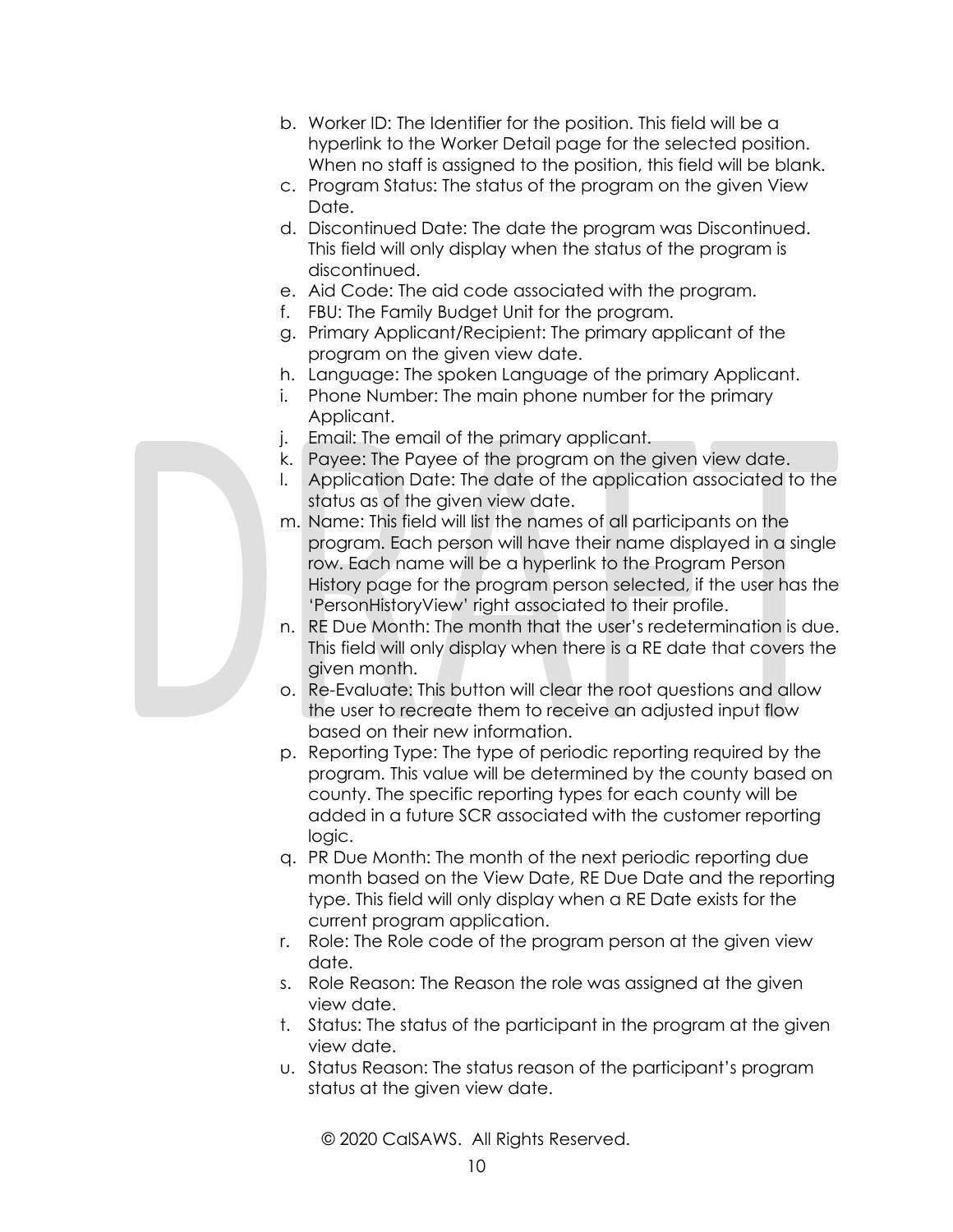b. Worker ID: The Identifier for the position. This field will be a hyperlink to the Worker Detail page for the selected position. When no staff is assigned to the position, this field will be blank.
c. Program Status: The status of the program on the given View Date.
d. Discontinued Date: The date the program was Discontinued. This field will only display when the status of the program is discontinued.
e. Aid Code: The aid code associated with the program.
f. FBU: The Family Budget Unit for the program.
g. Primary Applicant/Recipient: The primary applicant of the program on the given view date.
h. Language: The spoken Language of the primary Applicant.
i. Phone Number: The main phone number for the primary Applicant.
j. Email: The email of the primary applicant.
k. Payee: The Payee of the program on the given view date.
l. Application Date: The date of the application associated to the status as of the given view date.
m. Name: This field will list the names of all participants on the program. Each person will have their name displayed in a single row. Each name will be a hyperlink to the Program Person History page for the program person selected, if the user has the 'PersonHistoryView' right associated to their profile.
n. RE Due Month: The month that the user's redetermination is due. This field will only display when there is a RE date that covers the given month.
o. Re-Evaluate: This button will clear the root questions and allow the user to recreate them to receive an adjusted input flow based on their new information.
p. Reporting Type: The type of periodic reporting required by the program. This value will be determined by the county based on county. The specific reporting types for each county will be added in a future SCR associated with the customer reporting logic.
q. PR Due Month: The month of the next periodic reporting due month based on the View Date, RE Due Date and the reporting type. This field will only display when a RE Date exists for the current program application.
r. Role: The Role code of the program person at the given view date.
s. Role Reason: The Reason the role was assigned at the given view date.
t. Status: The status of the participant in the program at the given view date.
u. Status Reason: The status reason of the participant's program status at the given view date.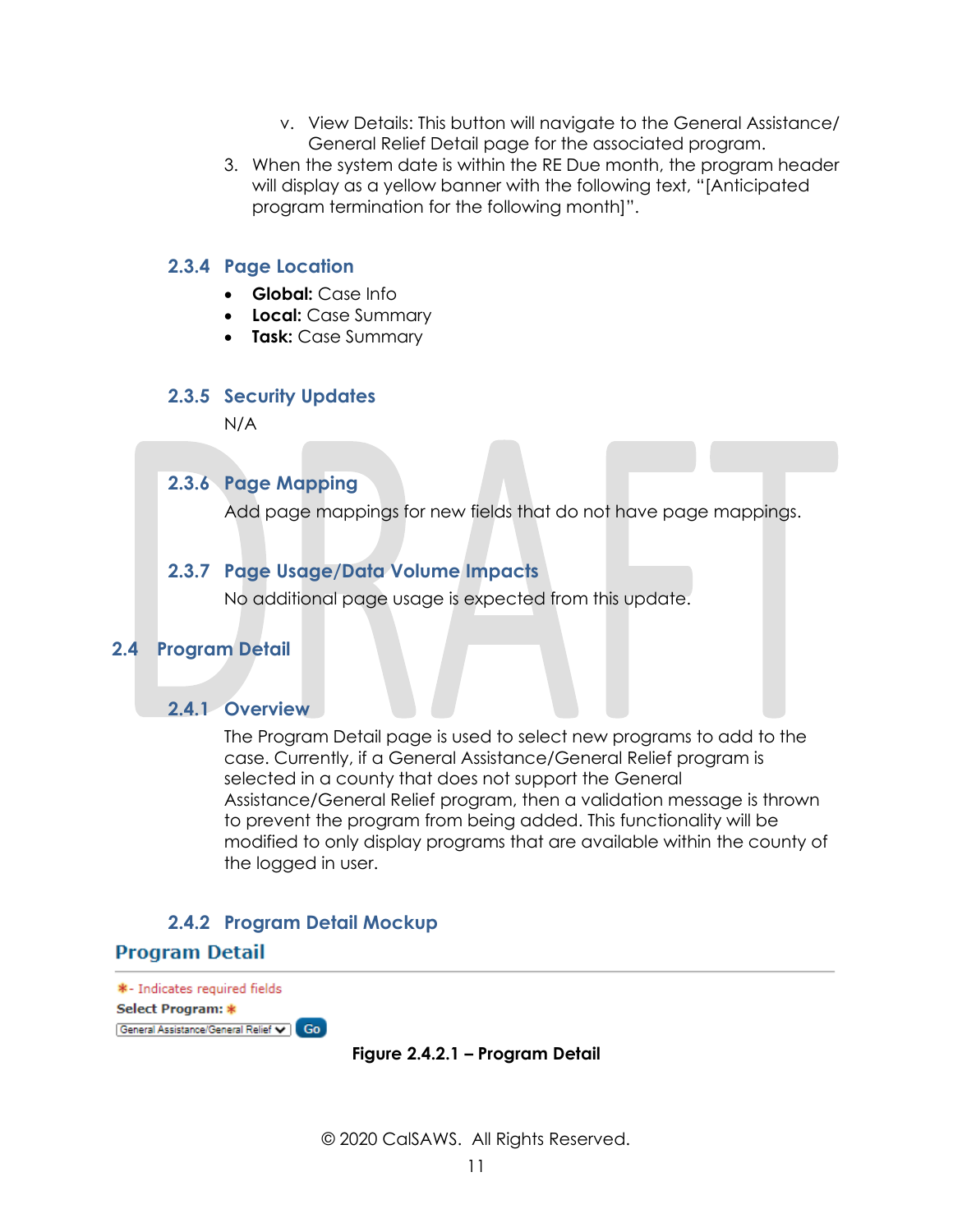v. View Details: This button will navigate to the General Assistance/ General Relief Detail page for the associated program.

3. When the system date is within the RE Due month, the program header will display as a yellow banner with the following text, "[Anticipated program termination for the following month]".

### 2.3.4 Page Location

- **Global:** Case Info
- **Local:** Case Summary
- **Task:** Case Summary

### 2.3.5 Security Updates

N/A

### 2.3.6 Page Mapping

Add page mappings for new fields that do not have page mappings.

### 2.3.7 Page Usage/Data Volume Impacts

No additional page usage is expected from this update.

## 2.4 Program Detail

### 2.4.1 Overview

The Program Detail page is used to select new programs to add to the case. Currently, if a General Assistance/General Relief program is selected in a county that does not support the General Assistance/General Relief program, then a validation message is thrown to prevent the program from being added. This functionality will be modified to only display programs that are available within the county of the logged in user.

### 2.4.2 Program Detail Mockup

**Program Detail**

*- Indicates required fields

**Select Program:** *

General Assistance/General Relief [Go]

**Figure 2.4.2.1 – Program Detail**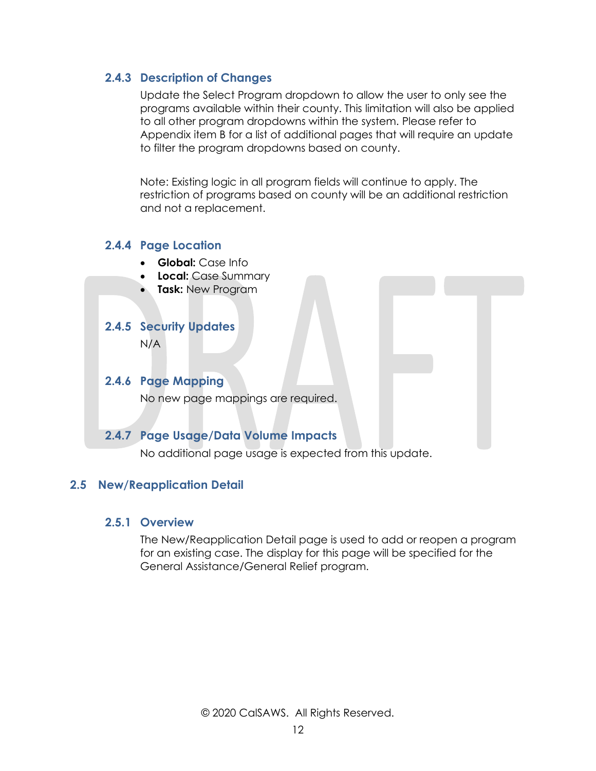### 2.4.3 Description of Changes

Update the Select Program dropdown to allow the user to only see the programs available within their county. This limitation will also be applied to all other program dropdowns within the system. Please refer to Appendix item B for a list of additional pages that will require an update to filter the program dropdowns based on county.

Note: Existing logic in all program fields will continue to apply. The restriction of programs based on county will be an additional restriction and not a replacement.

### 2.4.4 Page Location

- **Global:** Case Info
- **Local:** Case Summary
- **Task:** New Program

### 2.4.5 Security Updates

N/A

### 2.4.6 Page Mapping

No new page mappings are required.

### 2.4.7 Page Usage/Data Volume Impacts

No additional page usage is expected from this update.

## 2.5 New/Reapplication Detail

### 2.5.1 Overview

The New/Reapplication Detail page is used to add or reopen a program for an existing case. The display for this page will be specified for the General Assistance/General Relief program.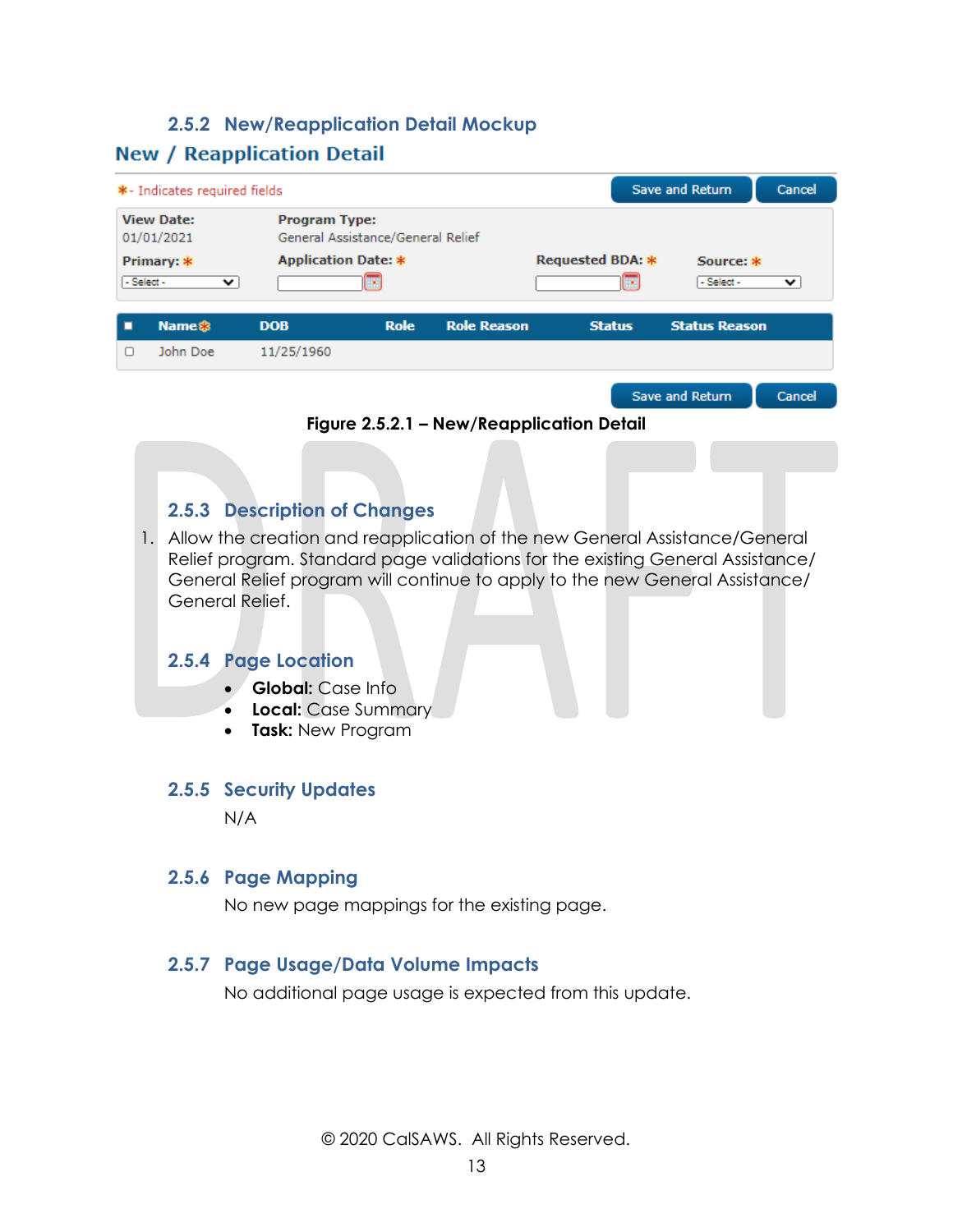### 2.5.2 New/Reapplication Detail Mockup

**New / Reapplication Detail**

*- Indicates required fields

Save and Return | Cancel

**View Date:** 01/01/2021

**Program Type:** General Assistance/General Relief

**Primary:** * - Select -

**Application Date:** *

**Requested BDA:** *

**Source:** * - Select -

| | Name* | DOB | Role | Role Reason | Status | Status Reason |
|---|---|---|---|---|---|---|
| ☐ | John Doe | 11/25/1960 | | | | |

Save and Return | Cancel

**Figure 2.5.2.1 – New/Reapplication Detail**

### 2.5.3 Description of Changes

1. Allow the creation and reapplication of the new General Assistance/General Relief program. Standard page validations for the existing General Assistance/ General Relief program will continue to apply to the new General Assistance/ General Relief.

### 2.5.4 Page Location

- **Global:** Case Info
- **Local:** Case Summary
- **Task:** New Program

### 2.5.5 Security Updates

N/A

### 2.5.6 Page Mapping

No new page mappings for the existing page.

### 2.5.7 Page Usage/Data Volume Impacts

No additional page usage is expected from this update.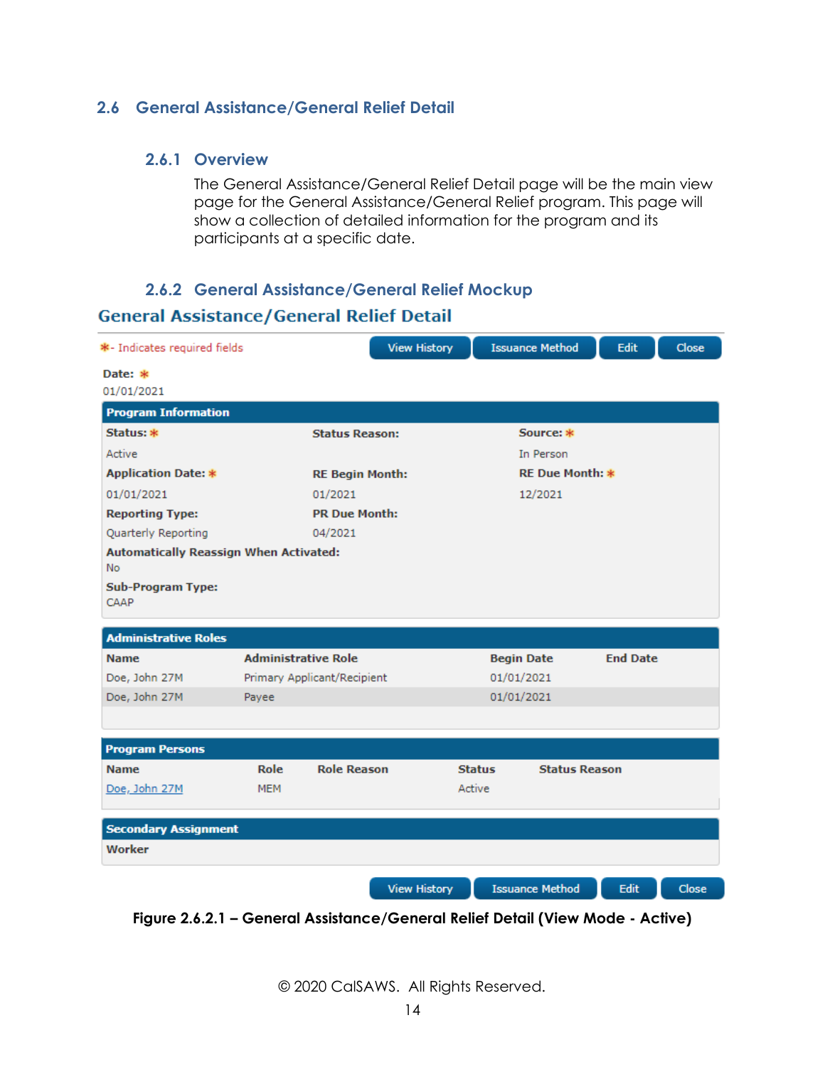## 2.6 General Assistance/General Relief Detail

### 2.6.1 Overview

The General Assistance/General Relief Detail page will be the main view page for the General Assistance/General Relief program. This page will show a collection of detailed information for the program and its participants at a specific date.

### 2.6.2 General Assistance/General Relief Mockup

**General Assistance/General Relief Detail**

*- Indicates required fields

View History | Issuance Method | Edit | Close

**Date:** *
01/01/2021

**Program Information**

| Status: * | Status Reason: | Source: * |
|---|---|---|
| Active | | In Person |
| **Application Date:** * | **RE Begin Month:** | **RE Due Month:** * |
| 01/01/2021 | 01/2021 | 12/2021 |
| **Reporting Type:** | **PR Due Month:** | |
| Quarterly Reporting | 04/2021 | |

**Automatically Reassign When Activated:**
No

**Sub-Program Type:**
CAAP

**Administrative Roles**

| Name | Administrative Role | Begin Date | End Date |
|---|---|---|---|
| Doe, John 27M | Primary Applicant/Recipient | 01/01/2021 | |
| Doe, John 27M | Payee | 01/01/2021 | |

**Program Persons**

| Name | Role | Role Reason | Status | Status Reason |
|---|---|---|---|---|
| Doe, John 27M | MEM | | Active | |

**Secondary Assignment**

**Worker**

View History | Issuance Method | Edit | Close

**Figure 2.6.2.1 – General Assistance/General Relief Detail (View Mode - Active)**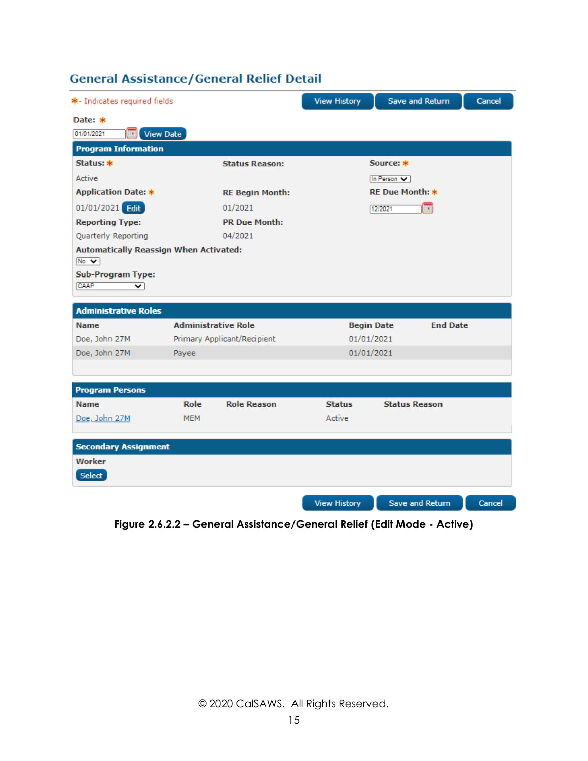## General Assistance/General Relief Detail

*- Indicates required fields

View History | Save and Return | Cancel

**Date:** *

01/01/2021 View Date

**Program Information**

| Status: * | Status Reason: | Source: * |
|---|---|---|
| Active | | In Person |
| **Application Date:** * | **RE Begin Month:** | **RE Due Month:** * |
| 01/01/2021 Edit | 01/2021 | 12/2021 |
| **Reporting Type:** | **PR Due Month:** | |
| Quarterly Reporting | 04/2021 | |

**Automatically Reassign When Activated:**

No

**Sub-Program Type:**

CAAP

**Administrative Roles**

| Name | Administrative Role | Begin Date | End Date |
|---|---|---|---|
| Doe, John 27M | Primary Applicant/Recipient | 01/01/2021 | |
| Doe, John 27M | Payee | 01/01/2021 | |

**Program Persons**

| Name | Role | Role Reason | Status | Status Reason |
|---|---|---|---|---|
| Doe, John 27M | MEM | | Active | |

**Secondary Assignment**

**Worker**

Select

View History | Save and Return | Cancel

**Figure 2.6.2.2 – General Assistance/General Relief (Edit Mode - Active)**

© 2020 CalSAWS. All Rights Reserved.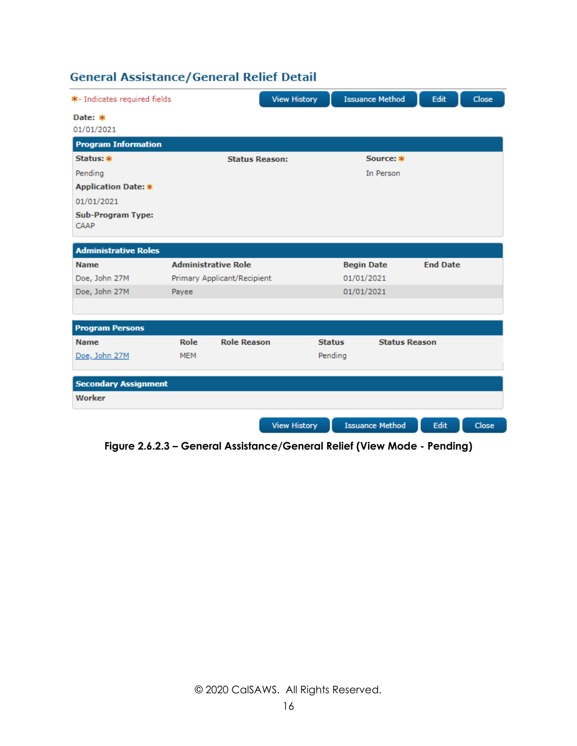## General Assistance/General Relief Detail

*- Indicates required fields

View History | Issuance Method | Edit | Close

**Date:** *
01/01/2021

**Program Information**

| Status: * | Status Reason: | Source: * |
|---|---|---|
| Pending | | In Person |

**Application Date:** *
01/01/2021

**Sub-Program Type:**
CAAP

**Administrative Roles**

| Name | Administrative Role | Begin Date | End Date |
|---|---|---|---|
| Doe, John 27M | Primary Applicant/Recipient | 01/01/2021 | |
| Doe, John 27M | Payee | 01/01/2021 | |

**Program Persons**

| Name | Role | Role Reason | Status | Status Reason |
|---|---|---|---|---|
| Doe, John 27M | MEM | | Pending | |

**Secondary Assignment**

**Worker**

View History | Issuance Method | Edit | Close

**Figure 2.6.2.3 – General Assistance/General Relief (View Mode - Pending)**

© 2020 CalSAWS. All Rights Reserved.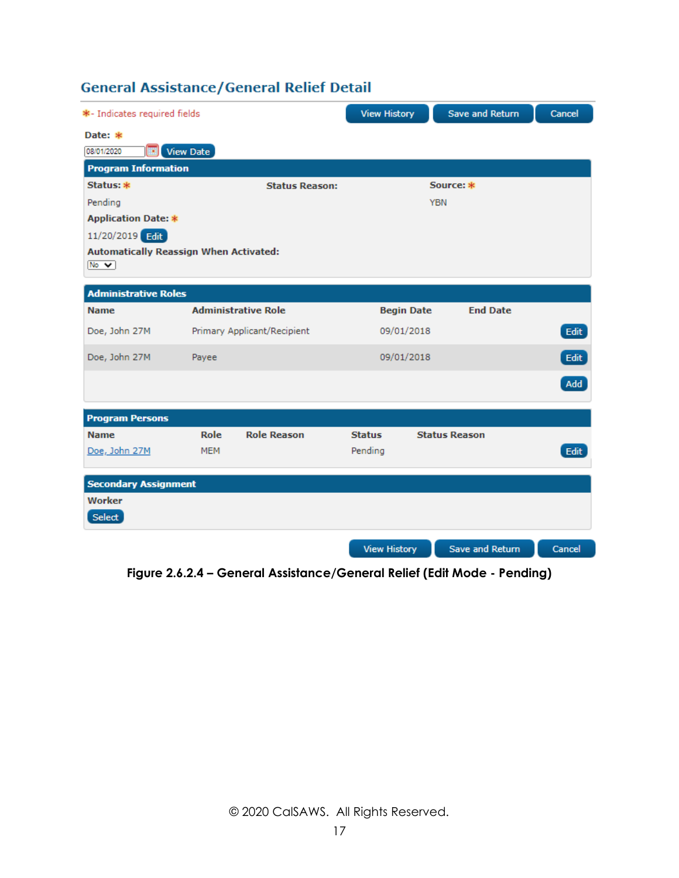## General Assistance/General Relief Detail

*- Indicates required fields

View History | Save and Return | Cancel

**Date:** *

08/01/2020 View Date

**Program Information**

**Status:** * Pending

**Status Reason:**

**Source:** * YBN

**Application Date:** * 11/20/2019 Edit

**Automatically Reassign When Activated:** No

**Administrative Roles**

| Name | Administrative Role | Begin Date | End Date | |
|---|---|---|---|---|
| Doe, John 27M | Primary Applicant/Recipient | 09/01/2018 | | Edit |
| Doe, John 27M | Payee | 09/01/2018 | | Edit |
| | | | | Add |

**Program Persons**

| Name | Role | Role Reason | Status | Status Reason | |
|---|---|---|---|---|---|
| Doe, John 27M | MEM | | Pending | | Edit |

**Secondary Assignment**

**Worker**

Select

View History | Save and Return | Cancel

**Figure 2.6.2.4 – General Assistance/General Relief (Edit Mode - Pending)**

© 2020 CalSAWS. All Rights Reserved.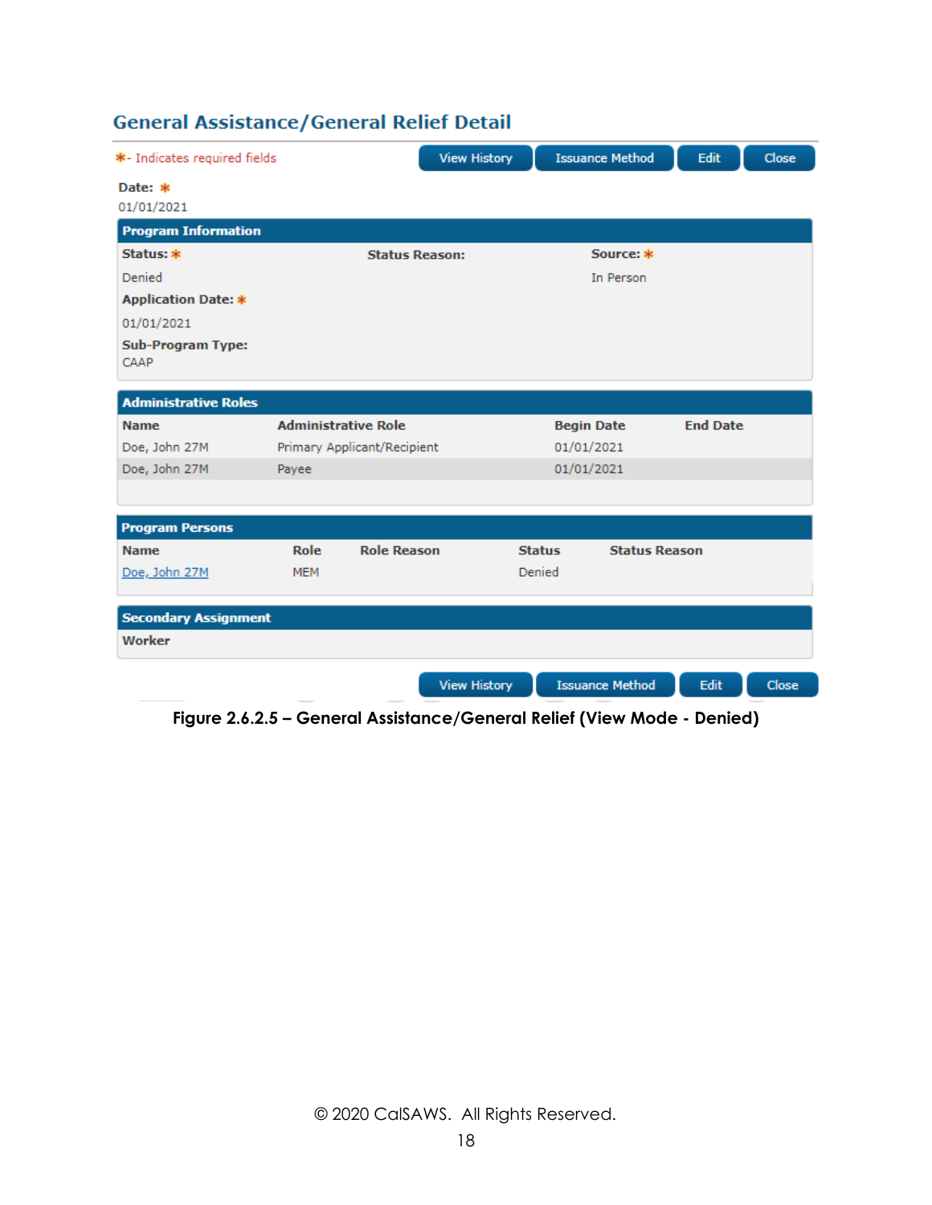## General Assistance/General Relief Detail

*- Indicates required fields

View History | Issuance Method | Edit | Close

**Date:** *

01/01/2021

**Program Information**

| Status: * | Status Reason: | Source: * |
| --- | --- | --- |
| Denied | | In Person |

**Application Date:** *

01/01/2021

**Sub-Program Type:**

CAAP

**Administrative Roles**

| Name | Administrative Role | Begin Date | End Date |
| --- | --- | --- | --- |
| Doe, John 27M | Primary Applicant/Recipient | 01/01/2021 | |
| Doe, John 27M | Payee | 01/01/2021 | |

**Program Persons**

| Name | Role | Role Reason | Status | Status Reason |
| --- | --- | --- | --- | --- |
| Doe, John 27M | MEM | | Denied | |

**Secondary Assignment**

**Worker**

View History | Issuance Method | Edit | Close

**Figure 2.6.2.5 – General Assistance/General Relief (View Mode - Denied)**

© 2020 CalSAWS. All Rights Reserved.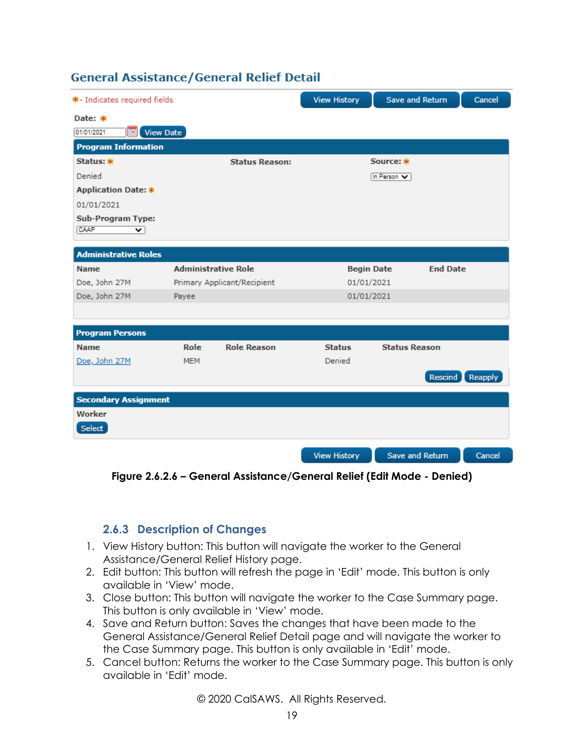## General Assistance/General Relief Detail

*- Indicates required fields

View History | Save and Return | Cancel

**Date:** *

01/01/2021 View Date

**Program Information**

**Status:** *
Denied

**Status Reason:**

**Source:** *
In Person

**Application Date:** *
01/01/2021

**Sub-Program Type:**
CAAP

**Administrative Roles**

| Name | Administrative Role | Begin Date | End Date |
|---|---|---|---|
| Doe, John 27M | Primary Applicant/Recipient | 01/01/2021 | |
| Doe, John 27M | Payee | 01/01/2021 | |

**Program Persons**

| Name | Role | Role Reason | Status | Status Reason |
|---|---|---|---|---|
| Doe, John 27M | MEM | | Denied | |

Rescind | Reapply

**Secondary Assignment**

**Worker**

Select

View History | Save and Return | Cancel

**Figure 2.6.2.6 – General Assistance/General Relief (Edit Mode - Denied)**

### 2.6.3 Description of Changes

1. View History button: This button will navigate the worker to the General Assistance/General Relief History page.
2. Edit button: This button will refresh the page in 'Edit' mode. This button is only available in 'View' mode.
3. Close button: This button will navigate the worker to the Case Summary page. This button is only available in 'View' mode.
4. Save and Return button: Saves the changes that have been made to the General Assistance/General Relief Detail page and will navigate the worker to the Case Summary page. This button is only available in 'Edit' mode.
5. Cancel button: Returns the worker to the Case Summary page. This button is only available in 'Edit' mode.

© 2020 CalSAWS. All Rights Reserved.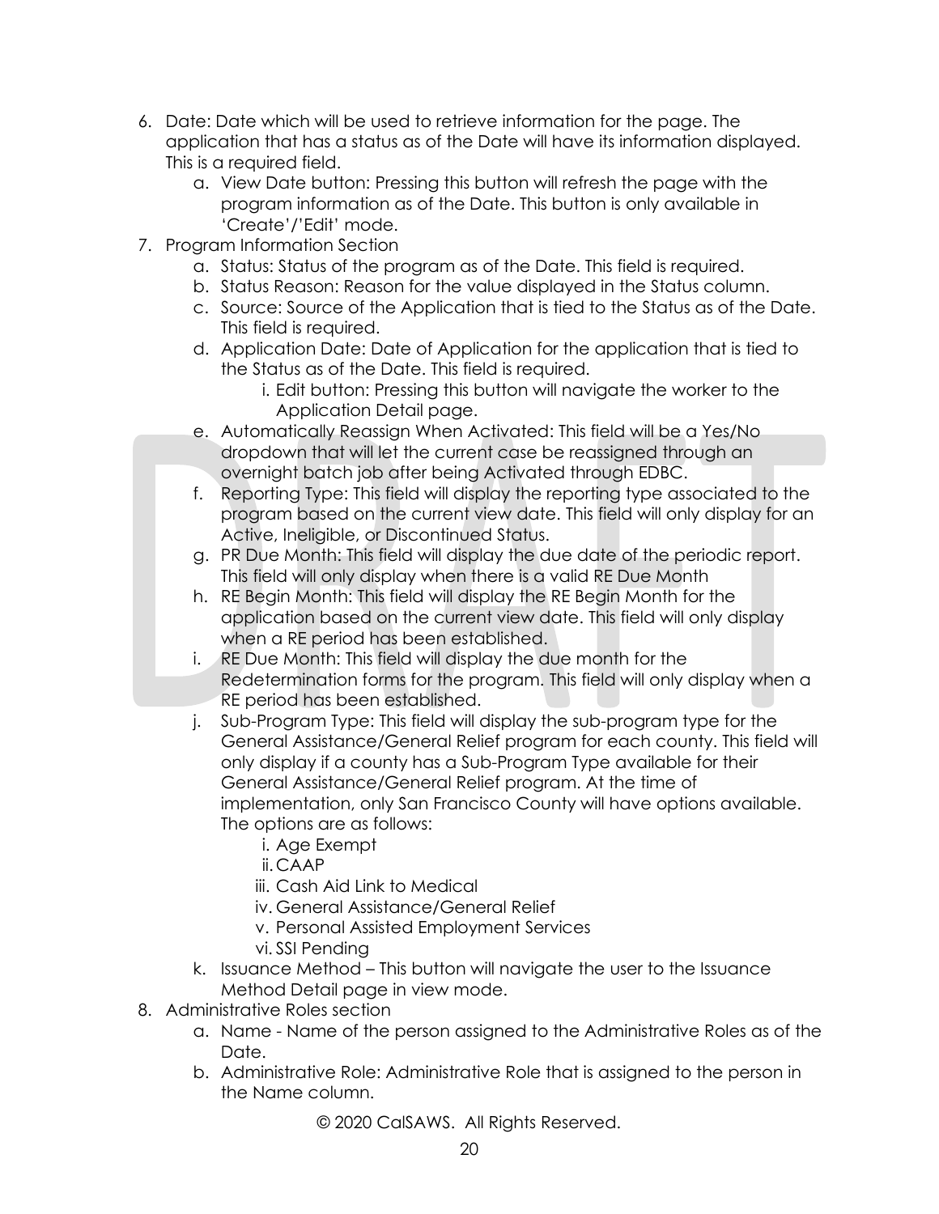6. Date: Date which will be used to retrieve information for the page. The application that has a status as of the Date will have its information displayed. This is a required field.
    a. View Date button: Pressing this button will refresh the page with the program information as of the Date. This button is only available in 'Create'/'Edit' mode.
7. Program Information Section
    a. Status: Status of the program as of the Date. This field is required.
    b. Status Reason: Reason for the value displayed in the Status column.
    c. Source: Source of the Application that is tied to the Status as of the Date. This field is required.
    d. Application Date: Date of Application for the application that is tied to the Status as of the Date. This field is required.
        i. Edit button: Pressing this button will navigate the worker to the Application Detail page.
    e. Automatically Reassign When Activated: This field will be a Yes/No dropdown that will let the current case be reassigned through an overnight batch job after being Activated through EDBC.
    f. Reporting Type: This field will display the reporting type associated to the program based on the current view date. This field will only display for an Active, Ineligible, or Discontinued Status.
    g. PR Due Month: This field will display the due date of the periodic report. This field will only display when there is a valid RE Due Month
    h. RE Begin Month: This field will display the RE Begin Month for the application based on the current view date. This field will only display when a RE period has been established.
    i. RE Due Month: This field will display the due month for the Redetermination forms for the program. This field will only display when a RE period has been established.
    j. Sub-Program Type: This field will display the sub-program type for the General Assistance/General Relief program for each county. This field will only display if a county has a Sub-Program Type available for their General Assistance/General Relief program. At the time of implementation, only San Francisco County will have options available. The options are as follows:
        i. Age Exempt
        ii. CAAP
        iii. Cash Aid Link to Medical
        iv. General Assistance/General Relief
        v. Personal Assisted Employment Services
        vi. SSI Pending
    k. Issuance Method – This button will navigate the user to the Issuance Method Detail page in view mode.
8. Administrative Roles section
    a. Name - Name of the person assigned to the Administrative Roles as of the Date.
    b. Administrative Role: Administrative Role that is assigned to the person in the Name column.

© 2020 CalSAWS. All Rights Reserved.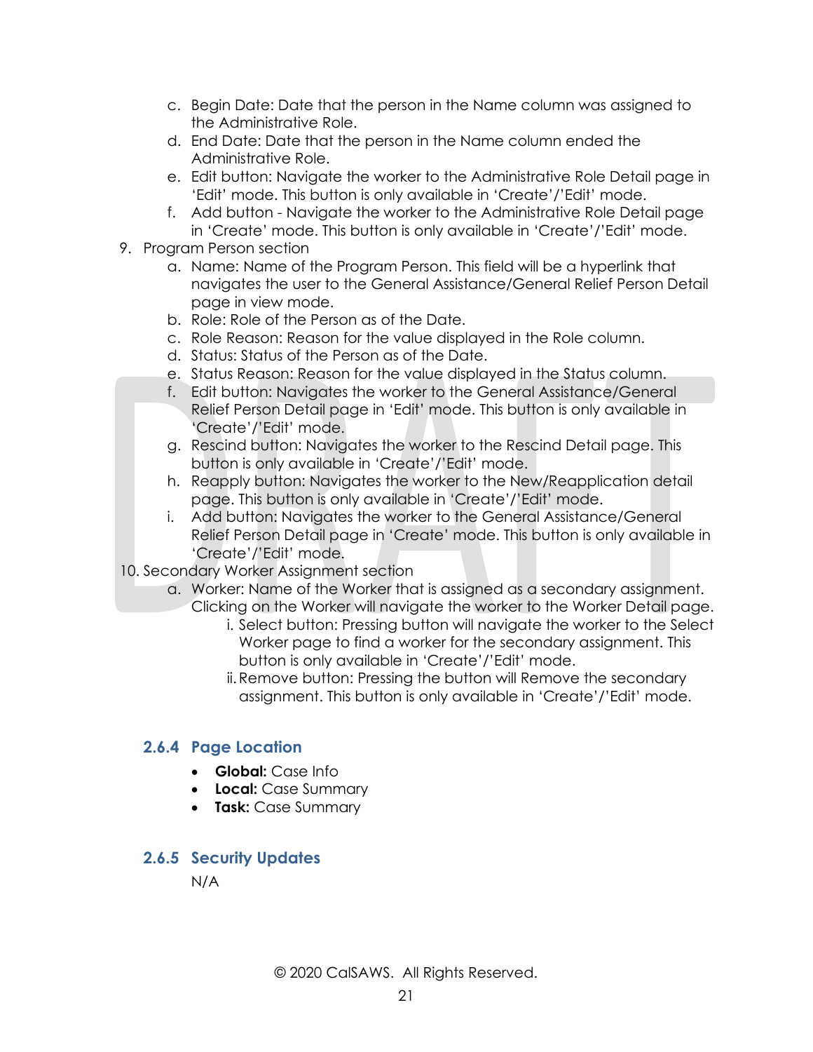c. Begin Date: Date that the person in the Name column was assigned to the Administrative Role.
   d. End Date: Date that the person in the Name column ended the Administrative Role.
   e. Edit button: Navigate the worker to the Administrative Role Detail page in 'Edit' mode. This button is only available in 'Create'/'Edit' mode.
   f. Add button - Navigate the worker to the Administrative Role Detail page in 'Create' mode. This button is only available in 'Create'/'Edit' mode.

9. Program Person section
   a. Name: Name of the Program Person. This field will be a hyperlink that navigates the user to the General Assistance/General Relief Person Detail page in view mode.
   b. Role: Role of the Person as of the Date.
   c. Role Reason: Reason for the value displayed in the Role column.
   d. Status: Status of the Person as of the Date.
   e. Status Reason: Reason for the value displayed in the Status column.
   f. Edit button: Navigates the worker to the General Assistance/General Relief Person Detail page in 'Edit' mode. This button is only available in 'Create'/'Edit' mode.
   g. Rescind button: Navigates the worker to the Rescind Detail page. This button is only available in 'Create'/'Edit' mode.
   h. Reapply button: Navigates the worker to the New/Reapplication detail page. This button is only available in 'Create'/'Edit' mode.
   i. Add button: Navigates the worker to the General Assistance/General Relief Person Detail page in 'Create' mode. This button is only available in 'Create'/'Edit' mode.

10. Secondary Worker Assignment section
    a. Worker: Name of the Worker that is assigned as a secondary assignment. Clicking on the Worker will navigate the worker to the Worker Detail page.
       i. Select button: Pressing button will navigate the worker to the Select Worker page to find a worker for the secondary assignment. This button is only available in 'Create'/'Edit' mode.
       ii. Remove button: Pressing the button will Remove the secondary assignment. This button is only available in 'Create'/'Edit' mode.

### 2.6.4 Page Location

- **Global:** Case Info
- **Local:** Case Summary
- **Task:** Case Summary

### 2.6.5 Security Updates

N/A

© 2020 CalSAWS. All Rights Reserved.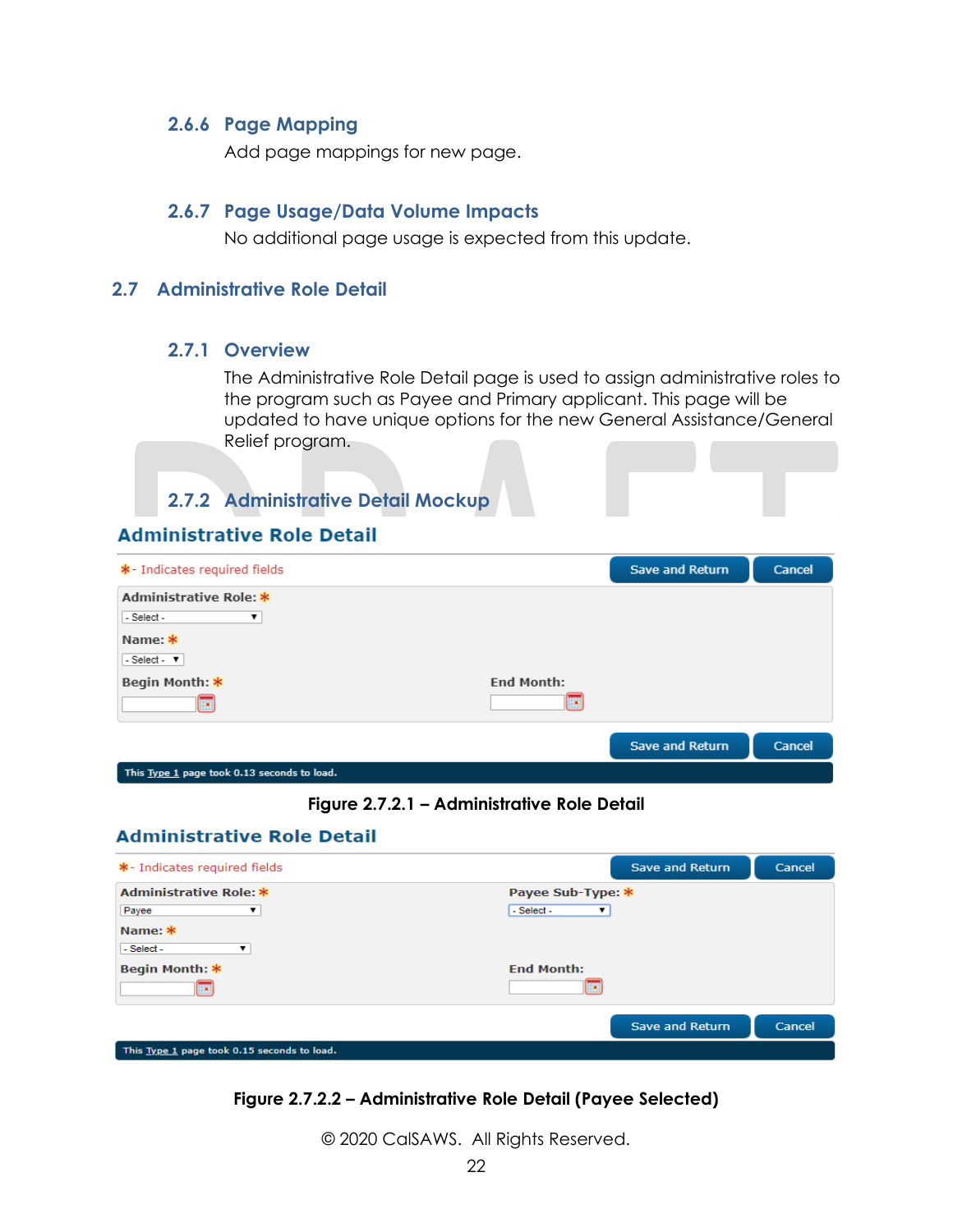### 2.6.6 Page Mapping

Add page mappings for new page.

### 2.6.7 Page Usage/Data Volume Impacts

No additional page usage is expected from this update.

## 2.7 Administrative Role Detail

### 2.7.1 Overview

The Administrative Role Detail page is used to assign administrative roles to the program such as Payee and Primary applicant. This page will be updated to have unique options for the new General Assistance/General Relief program.

### 2.7.2 Administrative Detail Mockup

**Administrative Role Detail**

*- Indicates required fields

Save and Return | Cancel

Administrative Role: *
- Select -

Name: *
- Select -

Begin Month: * | End Month:

Save and Return | Cancel

This Type 1 page took 0.13 seconds to load.

**Figure 2.7.2.1 – Administrative Role Detail**

**Administrative Role Detail**

*- Indicates required fields

Save and Return | Cancel

Administrative Role: * | Payee Sub-Type: *
Payee | - Select -

Name: *
- Select -

Begin Month: * | End Month:

Save and Return | Cancel

This Type 1 page took 0.15 seconds to load.

**Figure 2.7.2.2 – Administrative Role Detail (Payee Selected)**

© 2020 CalSAWS. All Rights Reserved.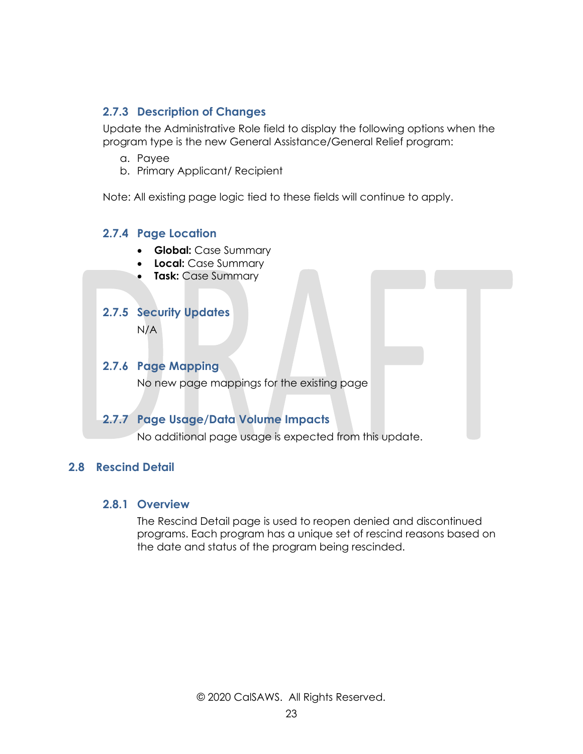### 2.7.3 Description of Changes

Update the Administrative Role field to display the following options when the program type is the new General Assistance/General Relief program:

a. Payee
b. Primary Applicant/ Recipient

Note: All existing page logic tied to these fields will continue to apply.

### 2.7.4 Page Location

- **Global:** Case Summary
- **Local:** Case Summary
- **Task:** Case Summary

### 2.7.5 Security Updates

N/A

### 2.7.6 Page Mapping

No new page mappings for the existing page

### 2.7.7 Page Usage/Data Volume Impacts

No additional page usage is expected from this update.

## 2.8 Rescind Detail

### 2.8.1 Overview

The Rescind Detail page is used to reopen denied and discontinued programs. Each program has a unique set of rescind reasons based on the date and status of the program being rescinded.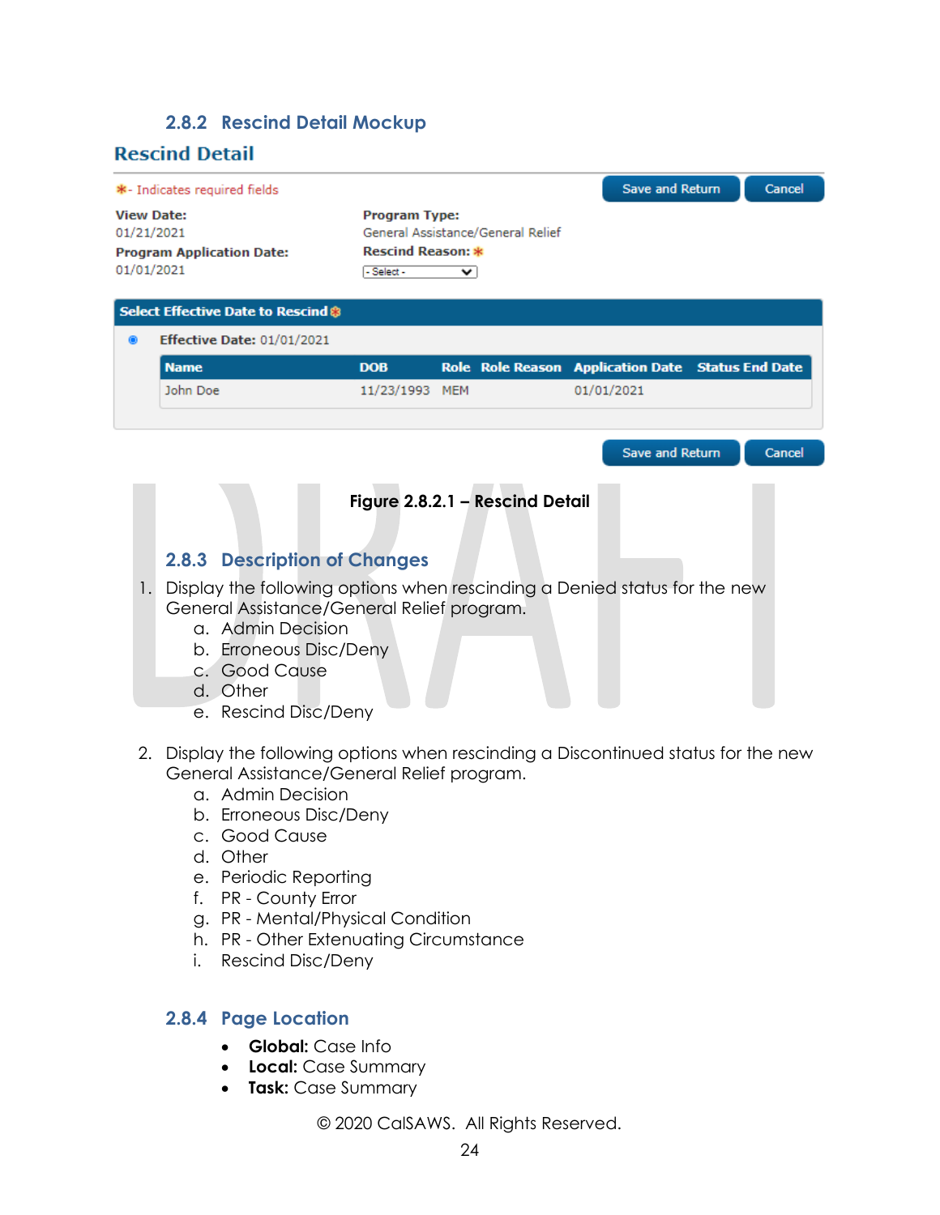### 2.8.2 Rescind Detail Mockup

**Rescind Detail**

*- Indicates required fields

Save and Return | Cancel

**View Date:**
01/21/2021

**Program Application Date:**
01/01/2021

**Program Type:**
General Assistance/General Relief

**Rescind Reason:** *
- Select -

**Select Effective Date to Rescind** *

**Effective Date:** 01/01/2021

| Name | DOB | Role | Role Reason | Application Date | Status End Date |
| --- | --- | --- | --- | --- | --- |
| John Doe | 11/23/1993 | MEM | | 01/01/2021 | |

Save and Return | Cancel

**Figure 2.8.2.1 – Rescind Detail**

### 2.8.3 Description of Changes

1. Display the following options when rescinding a Denied status for the new General Assistance/General Relief program.
   a. Admin Decision
   b. Erroneous Disc/Deny
   c. Good Cause
   d. Other
   e. Rescind Disc/Deny

2. Display the following options when rescinding a Discontinued status for the new General Assistance/General Relief program.
   a. Admin Decision
   b. Erroneous Disc/Deny
   c. Good Cause
   d. Other
   e. Periodic Reporting
   f. PR - County Error
   g. PR - Mental/Physical Condition
   h. PR - Other Extenuating Circumstance
   i. Rescind Disc/Deny

### 2.8.4 Page Location

- **Global:** Case Info
- **Local:** Case Summary
- **Task:** Case Summary

© 2020 CalSAWS. All Rights Reserved.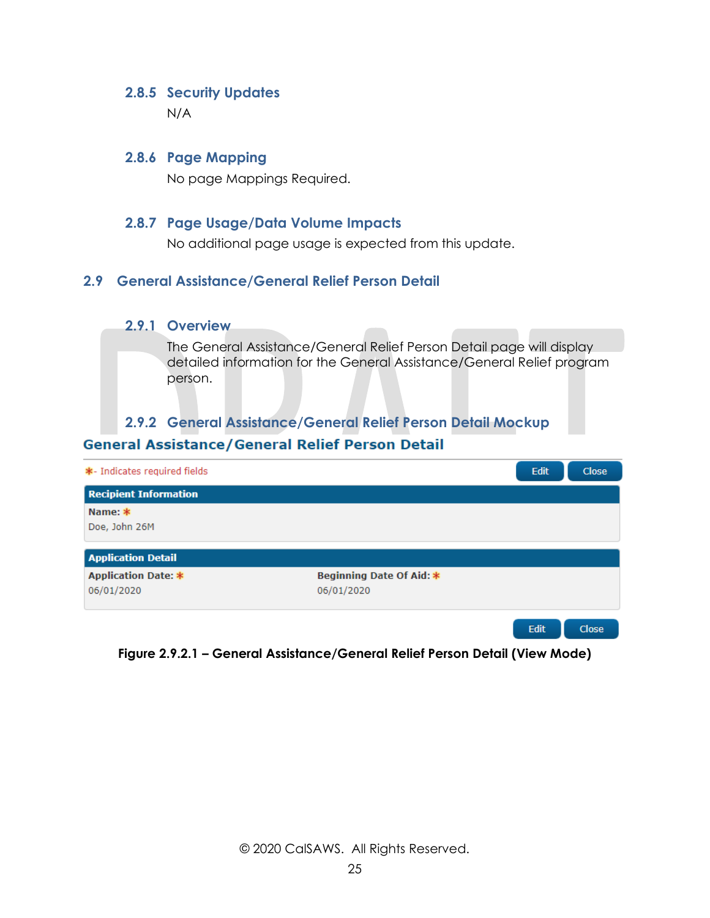### 2.8.5 Security Updates

N/A

### 2.8.6 Page Mapping

No page Mappings Required.

### 2.8.7 Page Usage/Data Volume Impacts

No additional page usage is expected from this update.

## 2.9 General Assistance/General Relief Person Detail

### 2.9.1 Overview

The General Assistance/General Relief Person Detail page will display detailed information for the General Assistance/General Relief program person.

### 2.9.2 General Assistance/General Relief Person Detail Mockup

**General Assistance/General Relief Person Detail**

*- Indicates required fields — Edit | Close

**Recipient Information**

**Name:** *
Doe, John 26M

**Application Detail**

| Application Date: * | Beginning Date Of Aid: * |
|---|---|
| 06/01/2020 | 06/01/2020 |

Edit | Close

**Figure 2.9.2.1 – General Assistance/General Relief Person Detail (View Mode)**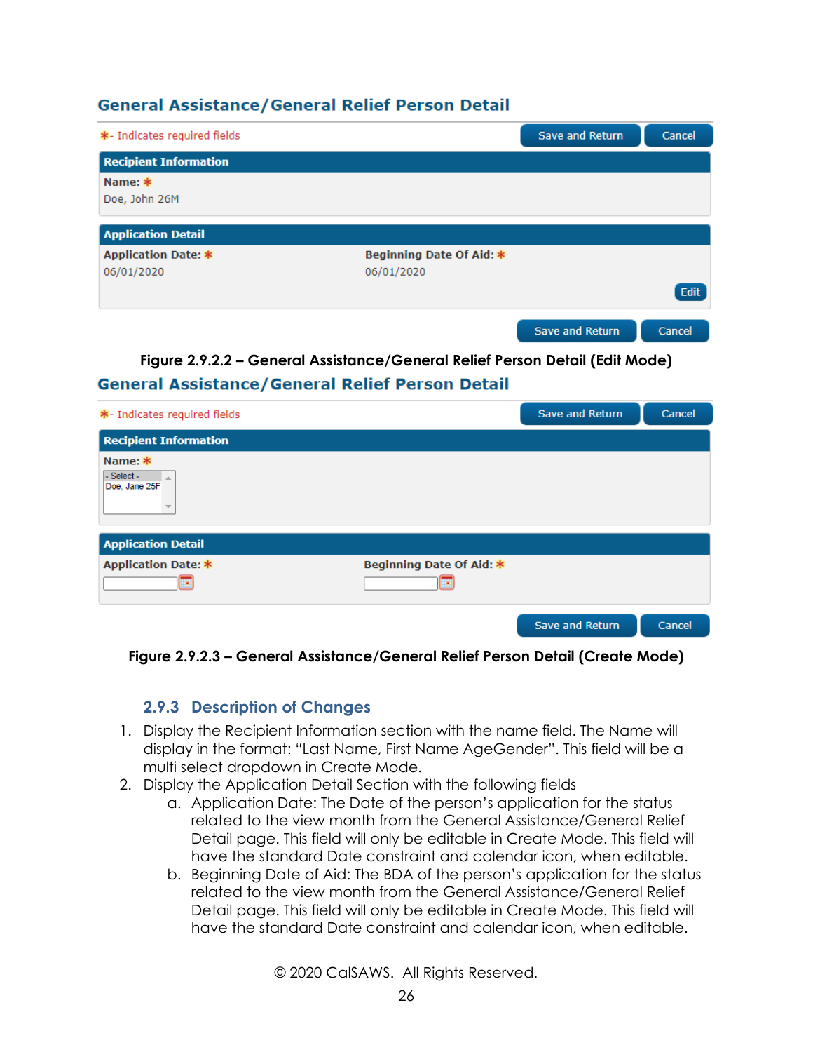General Assistance/General Relief Person Detail

*- Indicates required fields

Save and Return | Cancel

**Recipient Information**

**Name:** *
Doe, John 26M

**Application Detail**

**Application Date:** *
06/01/2020

**Beginning Date Of Aid:** *
06/01/2020

Edit

Save and Return | Cancel

**Figure 2.9.2.2 – General Assistance/General Relief Person Detail (Edit Mode)**

General Assistance/General Relief Person Detail

*- Indicates required fields

Save and Return | Cancel

**Recipient Information**

**Name:** *
- Select -
Doe, Jane 25F

**Application Detail**

**Application Date:** *

**Beginning Date Of Aid:** *

Save and Return | Cancel

**Figure 2.9.2.3 – General Assistance/General Relief Person Detail (Create Mode)**

### 2.9.3 Description of Changes

1. Display the Recipient Information section with the name field. The Name will display in the format: "Last Name, First Name AgeGender". This field will be a multi select dropdown in Create Mode.
2. Display the Application Detail Section with the following fields
   a. Application Date: The Date of the person's application for the status related to the view month from the General Assistance/General Relief Detail page. This field will only be editable in Create Mode. This field will have the standard Date constraint and calendar icon, when editable.
   b. Beginning Date of Aid: The BDA of the person's application for the status related to the view month from the General Assistance/General Relief Detail page. This field will only be editable in Create Mode. This field will have the standard Date constraint and calendar icon, when editable.

© 2020 CalSAWS. All Rights Reserved.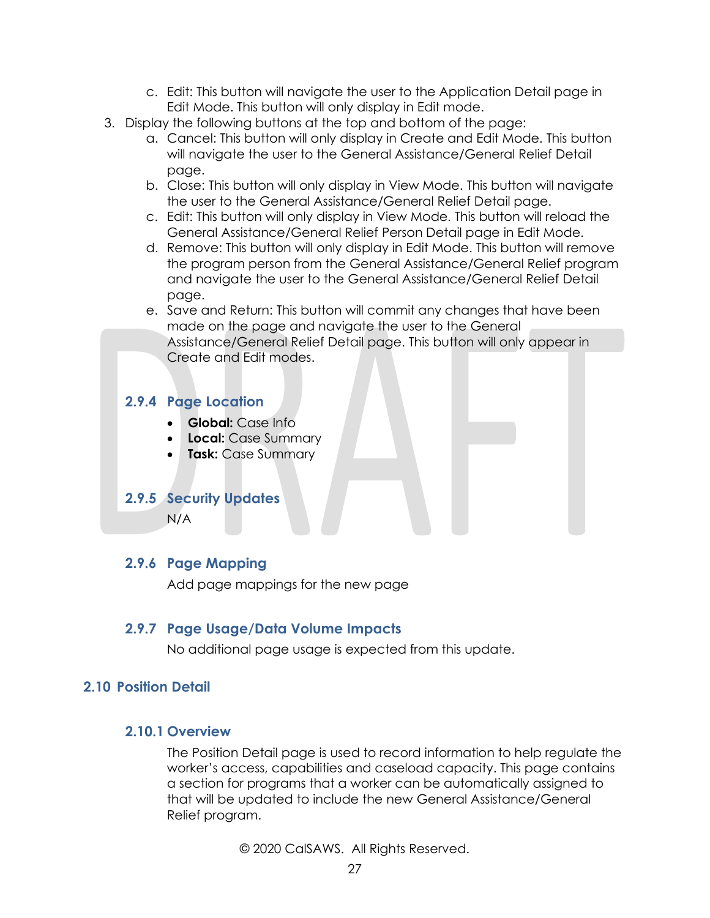c. Edit: This button will navigate the user to the Application Detail page in Edit Mode. This button will only display in Edit mode.

3. Display the following buttons at the top and bottom of the page:
   a. Cancel: This button will only display in Create and Edit Mode. This button will navigate the user to the General Assistance/General Relief Detail page.
   b. Close: This button will only display in View Mode. This button will navigate the user to the General Assistance/General Relief Detail page.
   c. Edit: This button will only display in View Mode. This button will reload the General Assistance/General Relief Person Detail page in Edit Mode.
   d. Remove: This button will only display in Edit Mode. This button will remove the program person from the General Assistance/General Relief program and navigate the user to the General Assistance/General Relief Detail page.
   e. Save and Return: This button will commit any changes that have been made on the page and navigate the user to the General Assistance/General Relief Detail page. This button will only appear in Create and Edit modes.

### 2.9.4 Page Location

- **Global:** Case Info
- **Local:** Case Summary
- **Task:** Case Summary

### 2.9.5 Security Updates

N/A

### 2.9.6 Page Mapping

Add page mappings for the new page

### 2.9.7 Page Usage/Data Volume Impacts

No additional page usage is expected from this update.

## 2.10 Position Detail

### 2.10.1 Overview

The Position Detail page is used to record information to help regulate the worker's access, capabilities and caseload capacity. This page contains a section for programs that a worker can be automatically assigned to that will be updated to include the new General Assistance/General Relief program.

© 2020 CalSAWS. All Rights Reserved.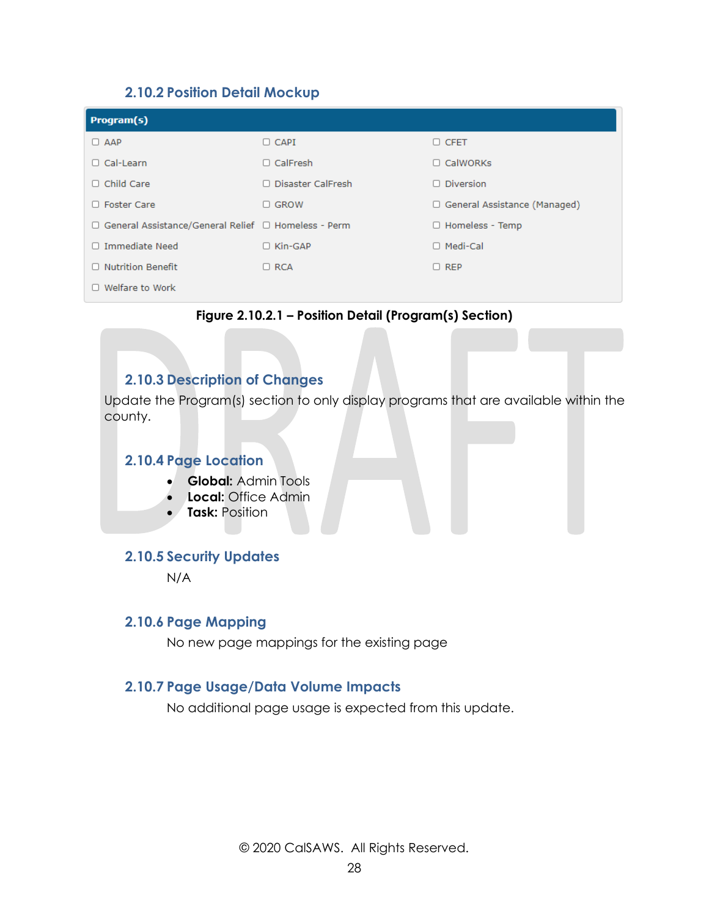### 2.10.2 Position Detail Mockup

| Program(s) | | |
|---|---|---|
| ☐ AAP | ☐ CAPI | ☐ CFET |
| ☐ Cal-Learn | ☐ CalFresh | ☐ CalWORKs |
| ☐ Child Care | ☐ Disaster CalFresh | ☐ Diversion |
| ☐ Foster Care | ☐ GROW | ☐ General Assistance (Managed) |
| ☐ General Assistance/General Relief | ☐ Homeless - Perm | ☐ Homeless - Temp |
| ☐ Immediate Need | ☐ Kin-GAP | ☐ Medi-Cal |
| ☐ Nutrition Benefit | ☐ RCA | ☐ REP |
| ☐ Welfare to Work | | |

**Figure 2.10.2.1 – Position Detail (Program(s) Section)**

### 2.10.3 Description of Changes

Update the Program(s) section to only display programs that are available within the county.

### 2.10.4 Page Location

- **Global:** Admin Tools
- **Local:** Office Admin
- **Task:** Position

### 2.10.5 Security Updates

N/A

### 2.10.6 Page Mapping

No new page mappings for the existing page

### 2.10.7 Page Usage/Data Volume Impacts

No additional page usage is expected from this update.

© 2020 CalSAWS. All Rights Reserved.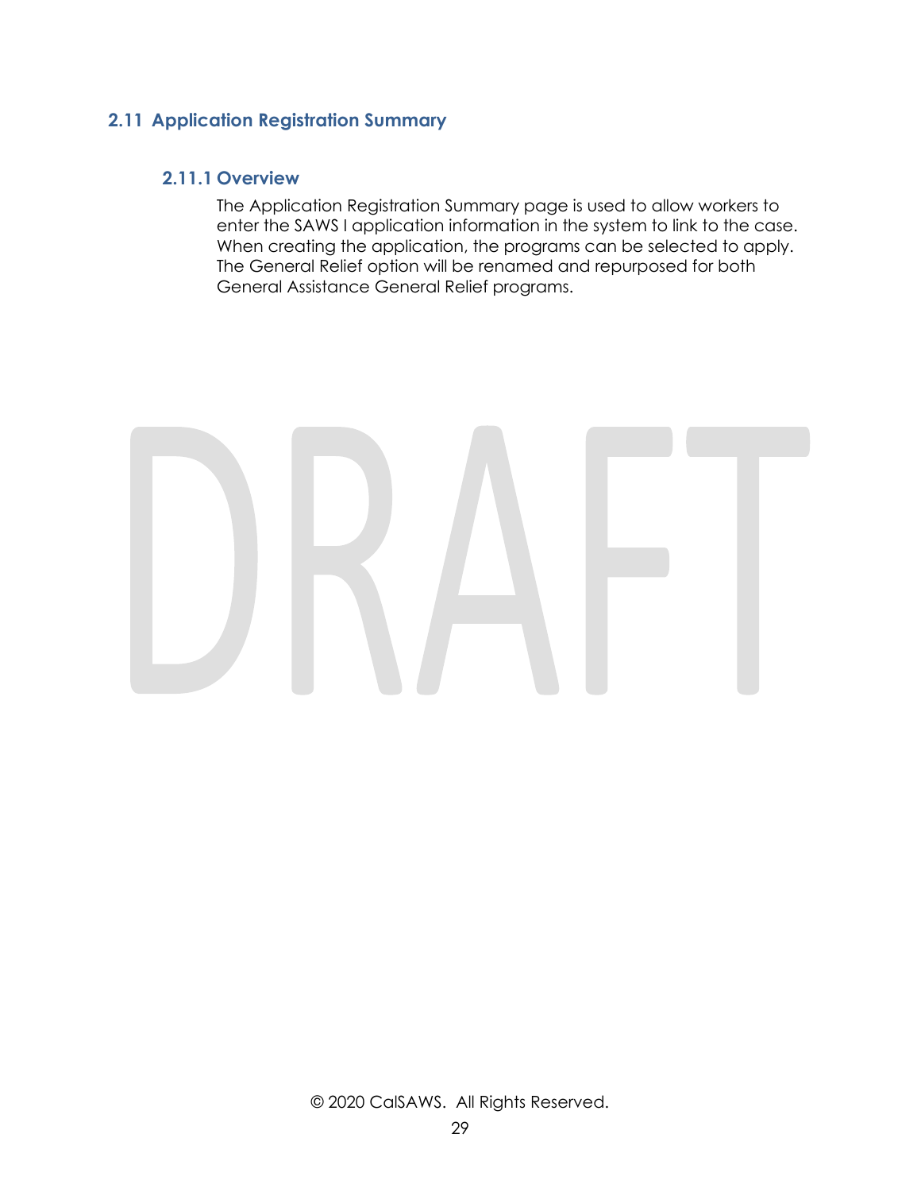## 2.11 Application Registration Summary

### 2.11.1 Overview

The Application Registration Summary page is used to allow workers to enter the SAWS I application information in the system to link to the case. When creating the application, the programs can be selected to apply. The General Relief option will be renamed and repurposed for both General Assistance General Relief programs.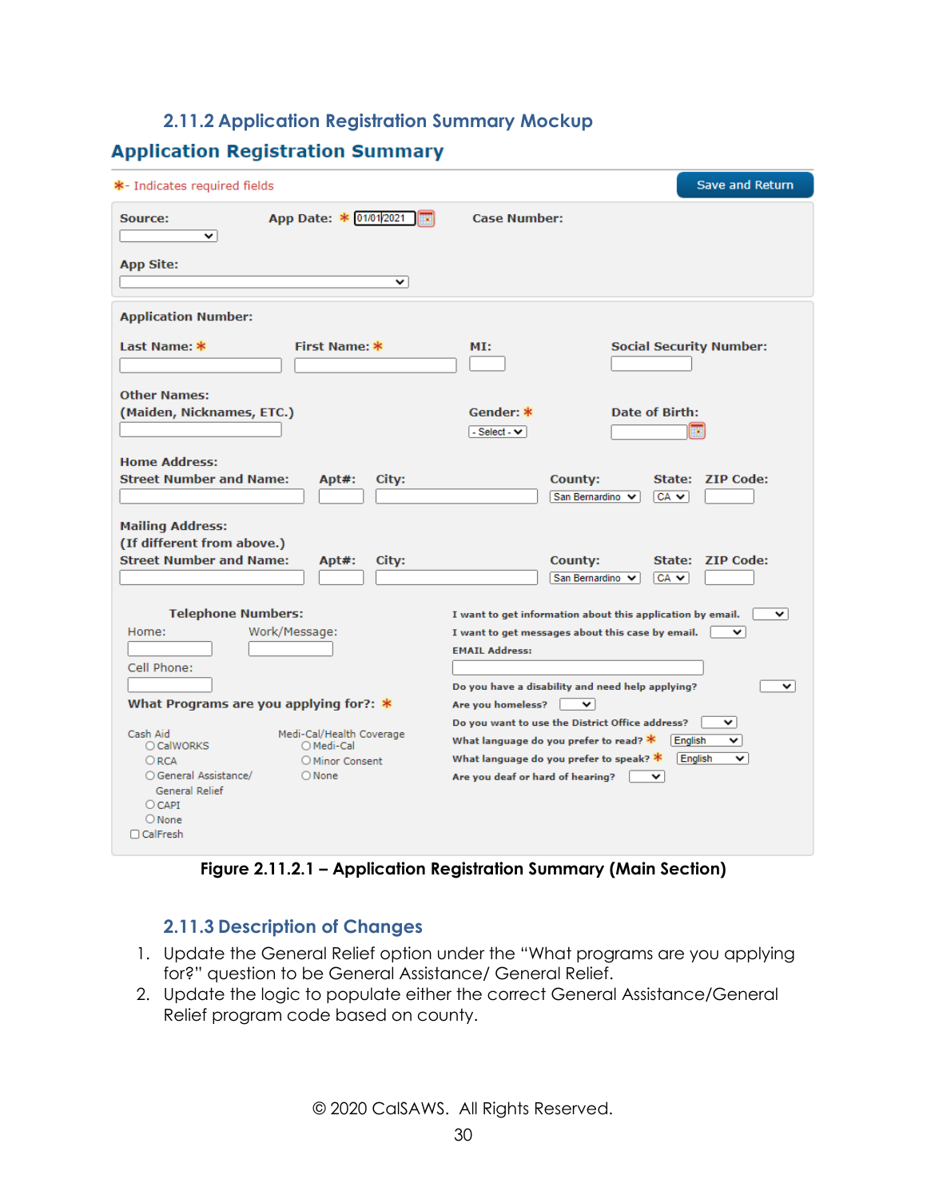### 2.11.2 Application Registration Summary Mockup

## Application Registration Summary

*- Indicates required fields

Save and Return

**Source:**

**App Date:** * 01/01/2021

**Case Number:**

**App Site:**

**Application Number:**

**Last Name:** *

**First Name:** *

**MI:**

**Social Security Number:**

**Other Names:**
**(Maiden, Nicknames, ETC.)**

**Gender:** * - Select -

**Date of Birth:**

**Home Address:**

**Street Number and Name:** **Apt#:** **City:** **County:** San Bernardino **State:** CA **ZIP Code:**

**Mailing Address:**
**(If different from above.)**

**Street Number and Name:** **Apt#:** **City:** **County:** San Bernardino **State:** CA **ZIP Code:**

**Telephone Numbers:**

Home:

Work/Message:

Cell Phone:

**What Programs are you applying for?:** *

Cash Aid
- CalWORKS
- RCA
- General Assistance/ General Relief
- CAPI
- None

Medi-Cal/Health Coverage
- Medi-Cal
- Minor Consent
- None

CalFresh

**I want to get information about this application by email.**

**I want to get messages about this case by email.**

**EMAIL Address:**

**Do you have a disability and need help applying?**

**Are you homeless?**

**Do you want to use the District Office address?**

**What language do you prefer to read?** * English

**What language do you prefer to speak?** * English

**Are you deaf or hard of hearing?**

**Figure 2.11.2.1 – Application Registration Summary (Main Section)**

### 2.11.3 Description of Changes

1. Update the General Relief option under the "What programs are you applying for?" question to be General Assistance/ General Relief.
2. Update the logic to populate either the correct General Assistance/General Relief program code based on county.

© 2020 CalSAWS. All Rights Reserved.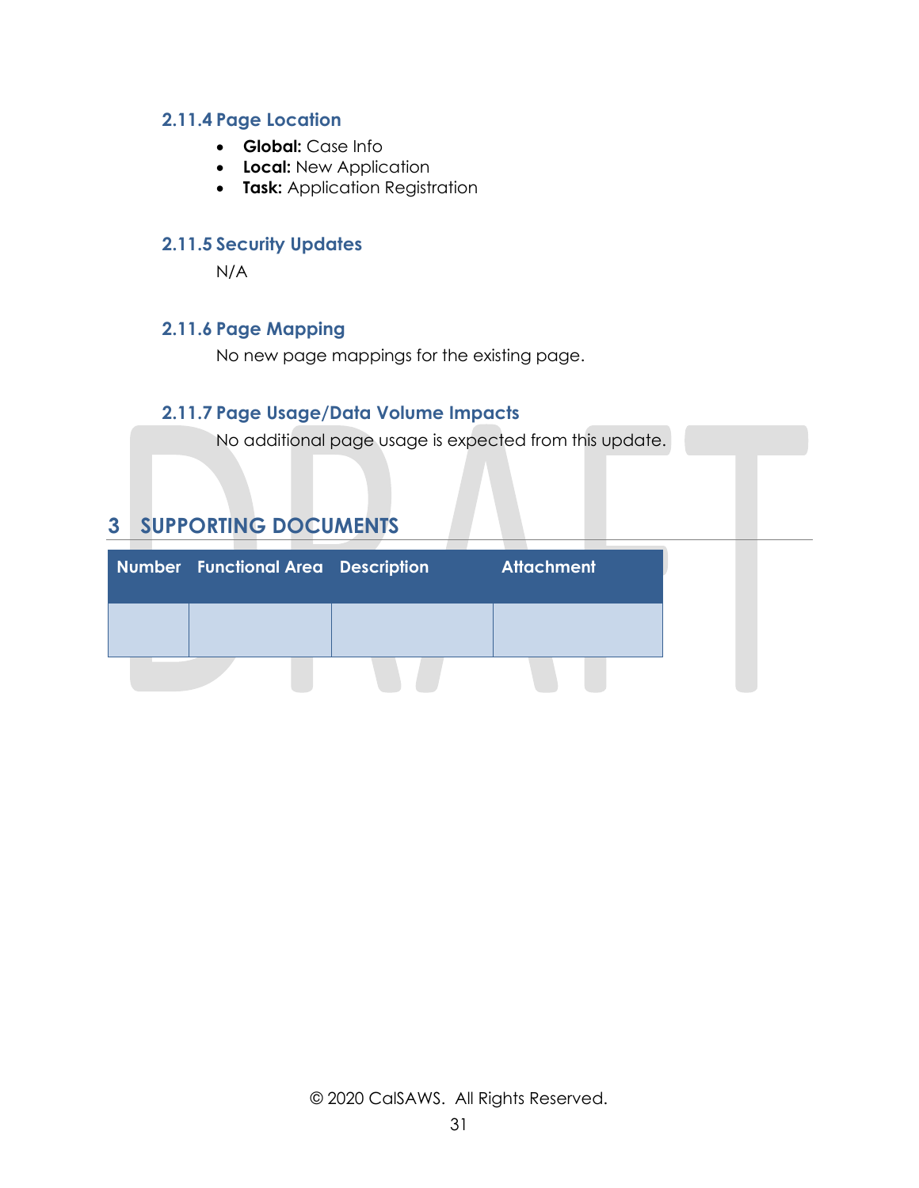### 2.11.4 Page Location

- **Global:** Case Info
- **Local:** New Application
- **Task:** Application Registration

### 2.11.5 Security Updates

N/A

### 2.11.6 Page Mapping

No new page mappings for the existing page.

### 2.11.7 Page Usage/Data Volume Impacts

No additional page usage is expected from this update.

# 3 SUPPORTING DOCUMENTS

| Number | Functional Area | Description | Attachment |
|---|---|---|---|
| | | | |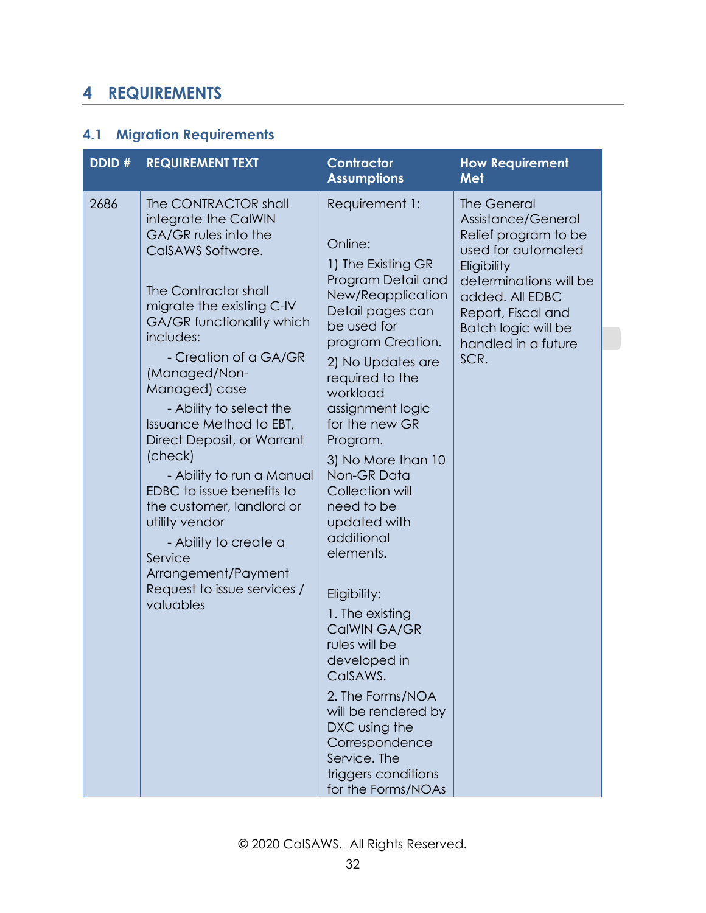# 4 REQUIREMENTS

## 4.1 Migration Requirements

| DDID # | REQUIREMENT TEXT | Contractor Assumptions | How Requirement Met |
|---|---|---|---|
| 2686 | The CONTRACTOR shall integrate the CalWIN GA/GR rules into the CalSAWS Software.<br><br>The Contractor shall migrate the existing C-IV GA/GR functionality which includes:<br>- Creation of a GA/GR (Managed/Non-Managed) case<br>- Ability to select the Issuance Method to EBT, Direct Deposit, or Warrant (check)<br>- Ability to run a Manual EDBC to issue benefits to the customer, landlord or utility vendor<br>- Ability to create a Service Arrangement/Payment Request to issue services / valuables | Requirement 1:<br><br>Online:<br>1) The Existing GR Program Detail and New/Reapplication Detail pages can be used for program Creation.<br>2) No Updates are required to the workload assignment logic for the new GR Program.<br>3) No More than 10 Non-GR Data Collection will need to be updated with additional elements.<br><br>Eligibility:<br>1. The existing CalWIN GA/GR rules will be developed in CalSAWS.<br>2. The Forms/NOA will be rendered by DXC using the Correspondence Service. The triggers conditions for the Forms/NOAs | The General Assistance/General Relief program to be used for automated Eligibility determinations will be added. All EDBC Report, Fiscal and Batch logic will be handled in a future SCR. |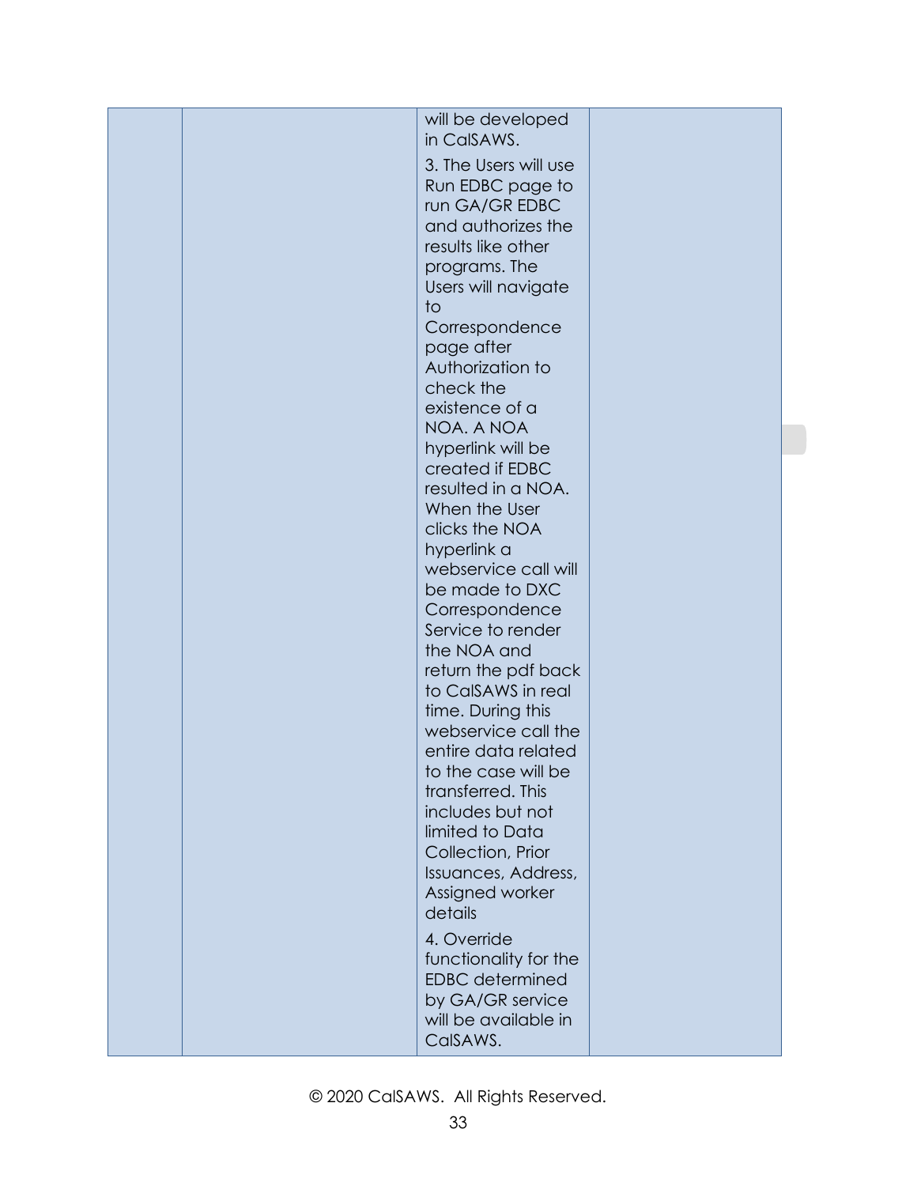| | | | |
|---|---|---|---|
| | | will be developed in CalSAWS.<br><br>3. The Users will use Run EDBC page to run GA/GR EDBC and authorizes the results like other programs. The Users will navigate to Correspondence page after Authorization to check the existence of a NOA. A NOA hyperlink will be created if EDBC resulted in a NOA. When the User clicks the NOA hyperlink a webservice call will be made to DXC Correspondence Service to render the NOA and return the pdf back to CalSAWS in real time. During this webservice call the entire data related to the case will be transferred. This includes but not limited to Data Collection, Prior Issuances, Address, Assigned worker details<br><br>4. Override functionality for the EDBC determined by GA/GR service will be available in CalSAWS. | |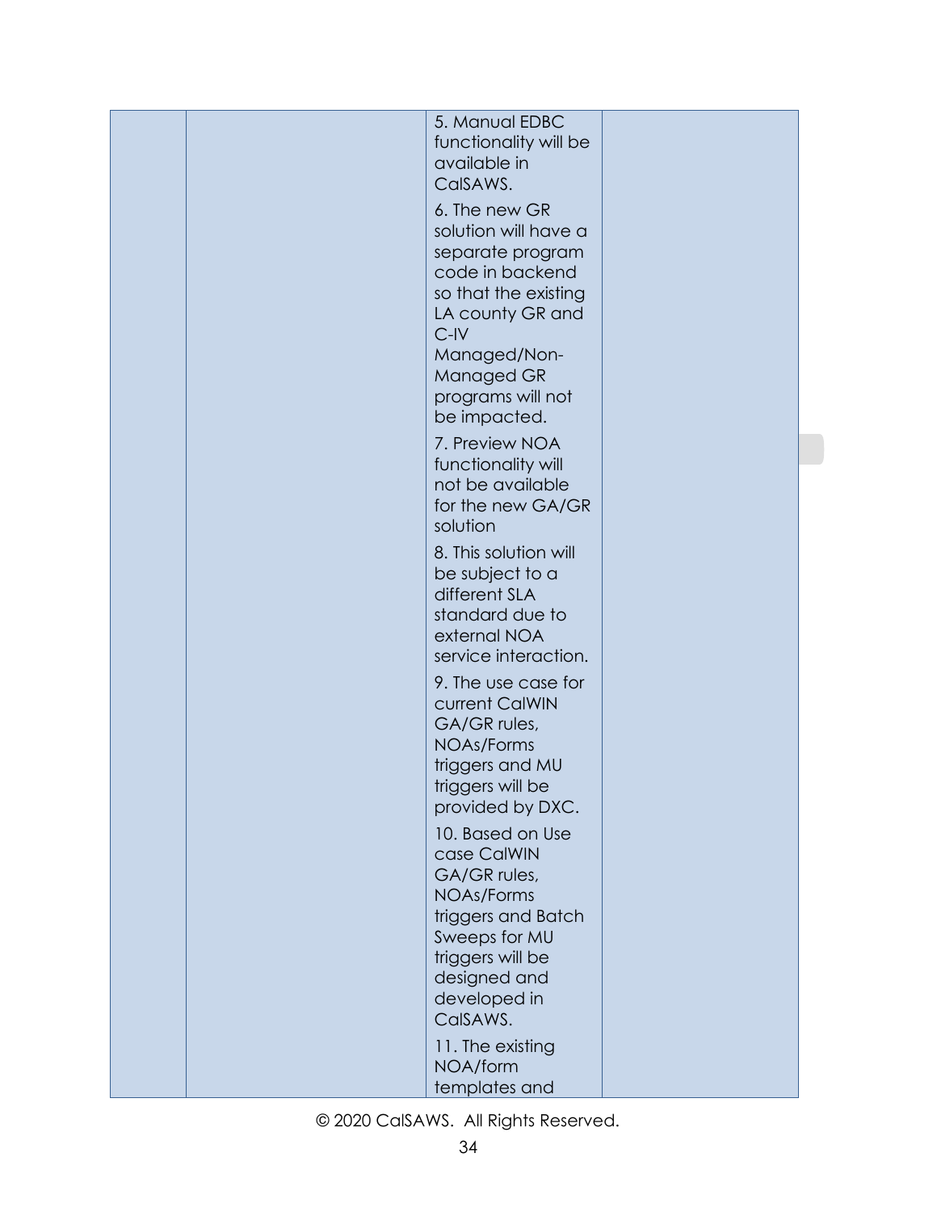| | | | |
|---|---|---|---|
| | | 5. Manual EDBC functionality will be available in CalSAWS.<br><br>6. The new GR solution will have a separate program code in backend so that the existing LA county GR and C-IV Managed/Non-Managed GR programs will not be impacted.<br><br>7. Preview NOA functionality will not be available for the new GA/GR solution<br><br>8. This solution will be subject to a different SLA standard due to external NOA service interaction.<br><br>9. The use case for current CalWIN GA/GR rules, NOAs/Forms triggers and MU triggers will be provided by DXC.<br><br>10. Based on Use case CalWIN GA/GR rules, NOAs/Forms triggers and Batch Sweeps for MU triggers will be designed and developed in CalSAWS.<br><br>11. The existing NOA/form templates and | |

© 2020 CalSAWS. All Rights Reserved.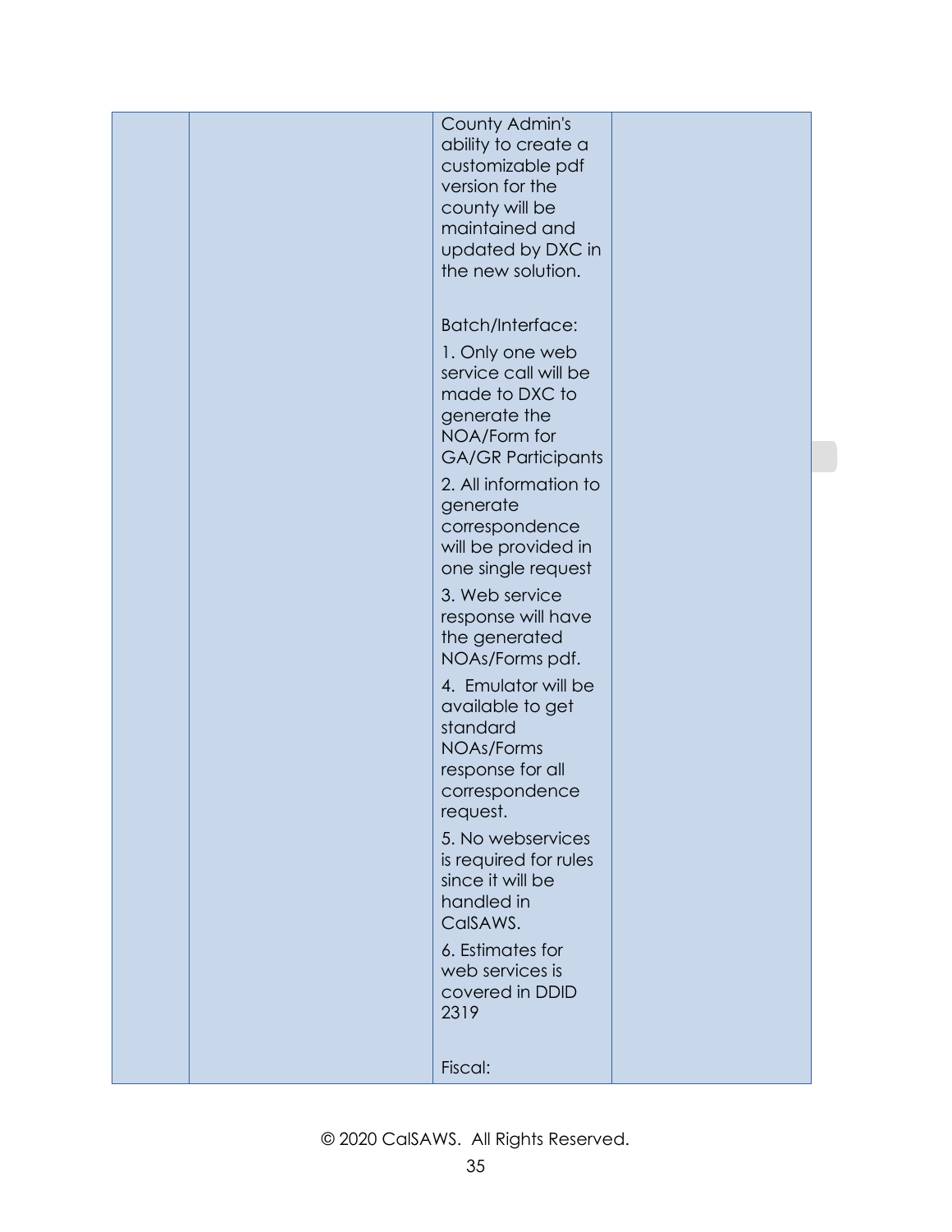|  |  |  |  |
|---|---|---|---|
|  |  | County Admin's ability to create a customizable pdf version for the county will be maintained and updated by DXC in the new solution.<br><br>Batch/Interface:<br>1. Only one web service call will be made to DXC to generate the NOA/Form for GA/GR Participants<br>2. All information to generate correspondence will be provided in one single request<br>3. Web service response will have the generated NOAs/Forms pdf.<br>4. Emulator will be available to get standard NOAs/Forms response for all correspondence request.<br>5. No webservices is required for rules since it will be handled in CalSAWS.<br>6. Estimates for web services is covered in DDID 2319<br><br>Fiscal: |  |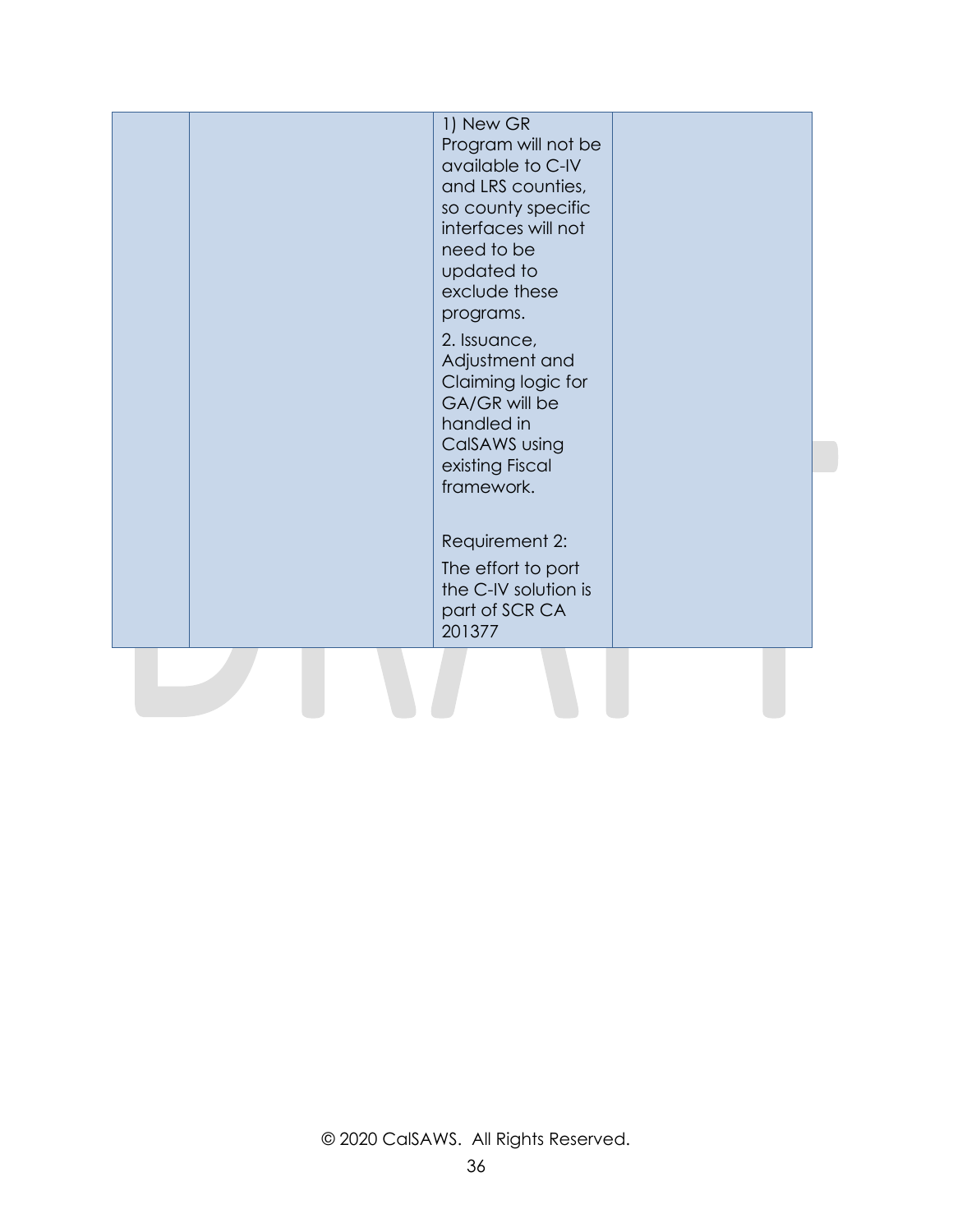|  |  |  |  |
|---|---|---|---|
|  |  | 1) New GR Program will not be available to C-IV and LRS counties, so county specific interfaces will not need to be updated to exclude these programs.<br><br>2. Issuance, Adjustment and Claiming logic for GA/GR will be handled in CalSAWS using existing Fiscal framework.<br><br>Requirement 2:<br><br>The effort to port the C-IV solution is part of SCR CA 201377 |  |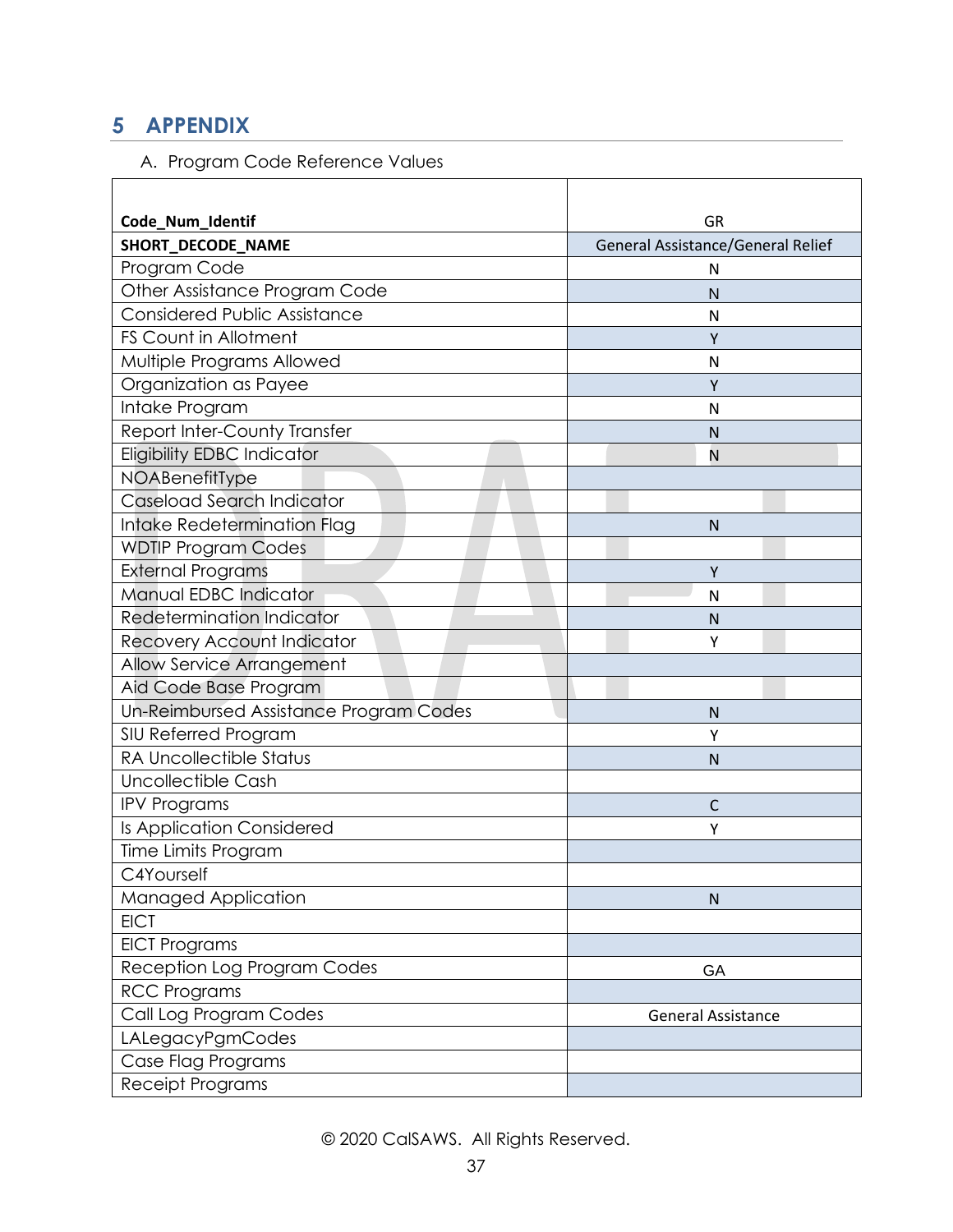# 5 APPENDIX

A. Program Code Reference Values

| **Code_Num_Identif** | GR |
|---|---|
| **SHORT_DECODE_NAME** | General Assistance/General Relief |
| Program Code | N |
| Other Assistance Program Code | N |
| Considered Public Assistance | N |
| FS Count in Allotment | Y |
| Multiple Programs Allowed | N |
| Organization as Payee | Y |
| Intake Program | N |
| Report Inter-County Transfer | N |
| Eligibility EDBC Indicator | N |
| NOABenefitType | |
| Caseload Search Indicator | |
| Intake Redetermination Flag | N |
| WDTIP Program Codes | |
| External Programs | Y |
| Manual EDBC Indicator | N |
| Redetermination Indicator | N |
| Recovery Account Indicator | Y |
| Allow Service Arrangement | |
| Aid Code Base Program | |
| Un-Reimbursed Assistance Program Codes | N |
| SIU Referred Program | Y |
| RA Uncollectible Status | N |
| Uncollectible Cash | |
| IPV Programs | C |
| Is Application Considered | Y |
| Time Limits Program | |
| C4Yourself | |
| Managed Application | N |
| EICT | |
| EICT Programs | |
| Reception Log Program Codes | GA |
| RCC Programs | |
| Call Log Program Codes | General Assistance |
| LALegacyPgmCodes | |
| Case Flag Programs | |
| Receipt Programs | |

© 2020 CalSAWS. All Rights Reserved.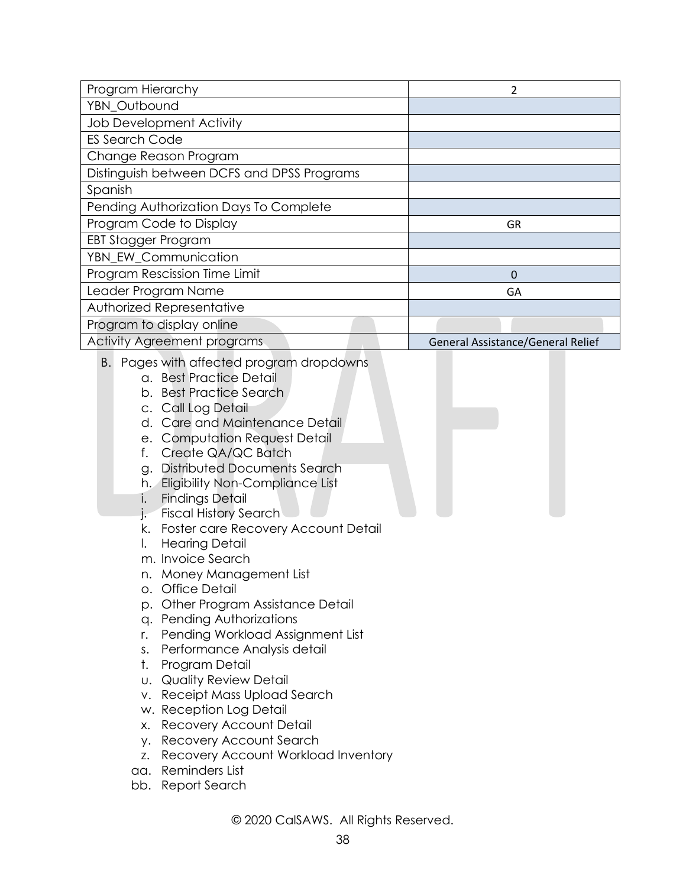| Program Hierarchy | 2 |
|---|---|
| YBN_Outbound | |
| Job Development Activity | |
| ES Search Code | |
| Change Reason Program | |
| Distinguish between DCFS and DPSS Programs | |
| Spanish | |
| Pending Authorization Days To Complete | |
| Program Code to Display | GR |
| EBT Stagger Program | |
| YBN_EW_Communication | |
| Program Rescission Time Limit | 0 |
| Leader Program Name | GA |
| Authorized Representative | |
| Program to display online | |
| Activity Agreement programs | General Assistance/General Relief |

B. Pages with affected program dropdowns
   a. Best Practice Detail
   b. Best Practice Search
   c. Call Log Detail
   d. Care and Maintenance Detail
   e. Computation Request Detail
   f. Create QA/QC Batch
   g. Distributed Documents Search
   h. Eligibility Non-Compliance List
   i. Findings Detail
   j. Fiscal History Search
   k. Foster care Recovery Account Detail
   l. Hearing Detail
   m. Invoice Search
   n. Money Management List
   o. Office Detail
   p. Other Program Assistance Detail
   q. Pending Authorizations
   r. Pending Workload Assignment List
   s. Performance Analysis detail
   t. Program Detail
   u. Quality Review Detail
   v. Receipt Mass Upload Search
   w. Reception Log Detail
   x. Recovery Account Detail
   y. Recovery Account Search
   z. Recovery Account Workload Inventory
   aa. Reminders List
   bb. Report Search

© 2020 CalSAWS. All Rights Reserved.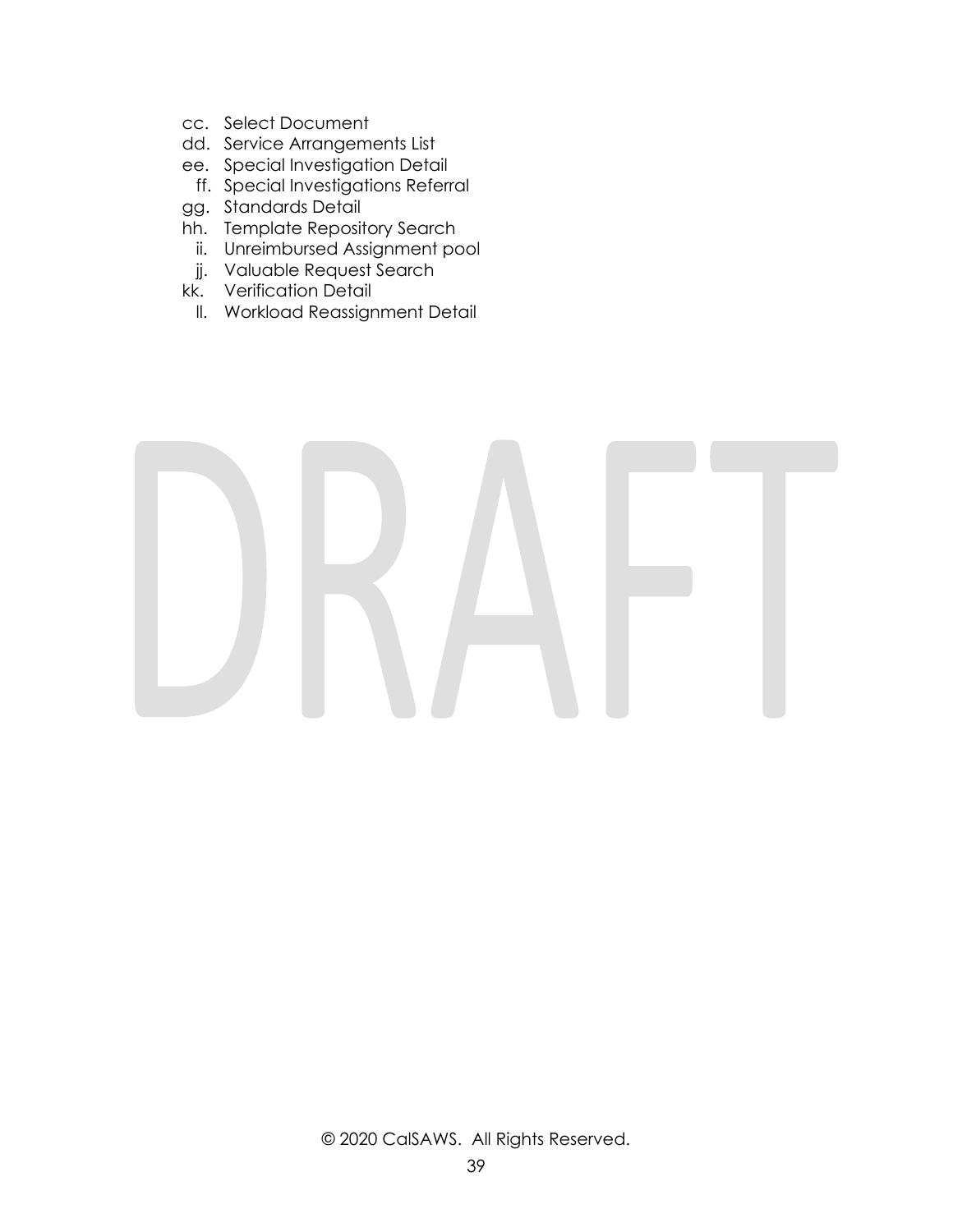cc. Select Document
dd. Service Arrangements List
ee. Special Investigation Detail
ff. Special Investigations Referral
gg. Standards Detail
hh. Template Repository Search
ii. Unreimbursed Assignment pool
jj. Valuable Request Search
kk. Verification Detail
ll. Workload Reassignment Detail

© 2020 CalSAWS. All Rights Reserved.